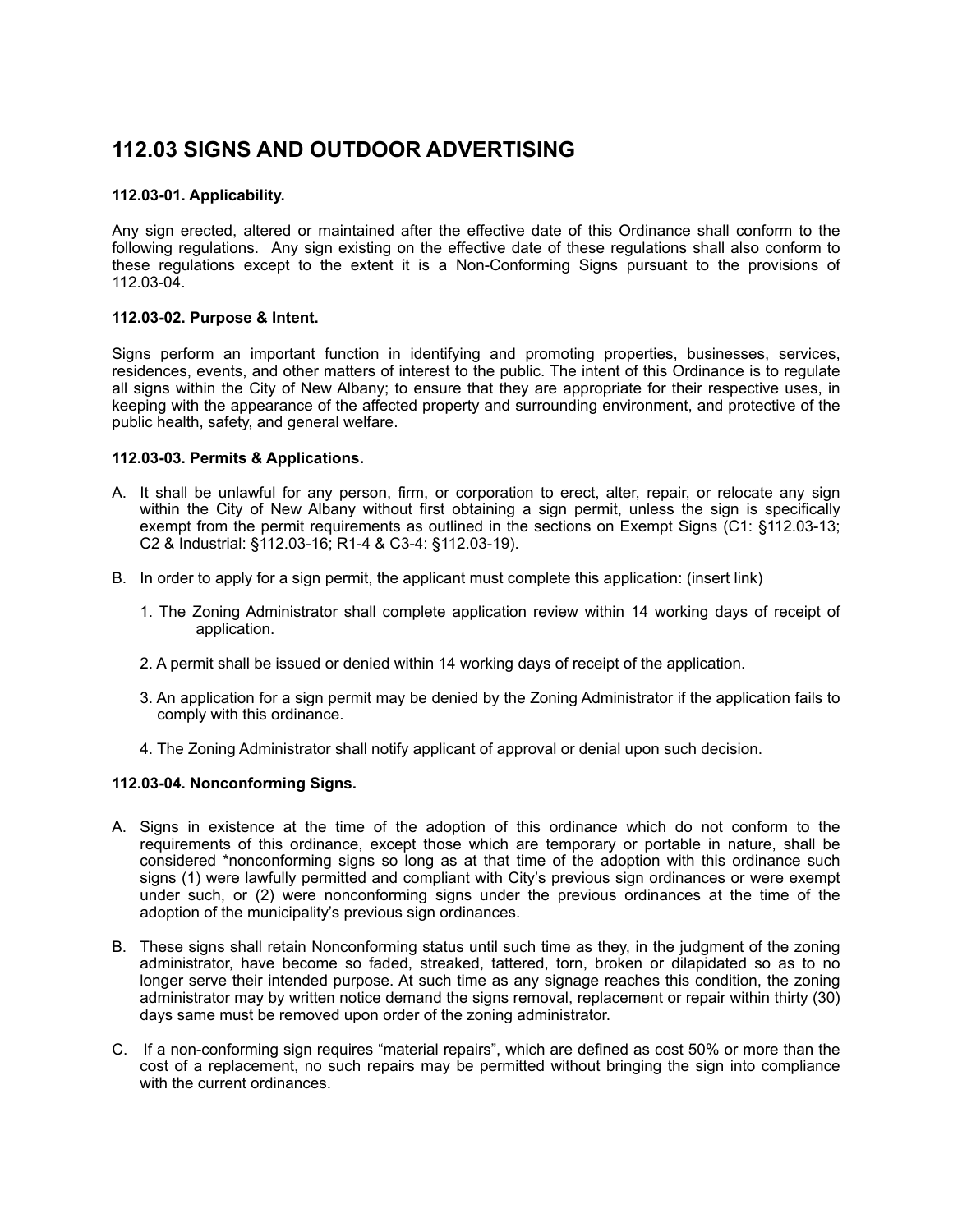# 112.03 SIGNS AND OUTDOOR ADVERTISING

**112.03-01. Applicability.**

Any sign erected, altered or maintained after the effective date of this Ordinance shall conform to the following regulations. Any sign existing on the effective date of these regulations shall also conform to these regulations except to the extent it is a Non-Conforming Signs pursuant to the provisions of 112.03-04.

**112.03-02. Purpose & Intent.**

Signs perform an important function in identifying and promoting properties, businesses, services, residences, events, and other matters of interest to the public. The intent of this Ordinance is to regulate all signs within the City of New Albany; to ensure that they are appropriate for their respective uses, in keeping with the appearance of the affected property and surrounding environment, and protective of the public health, safety, and general welfare.

**112.03-03. Permits & Applications.**

A. It shall be unlawful for any person, firm, or corporation to erect, alter, repair, or relocate any sign within the City of New Albany without first obtaining a sign permit, unless the sign is specifically exempt from the permit requirements as outlined in the sections on Exempt Signs (C1: §112.03-13; C2 & Industrial: §112.03-16; R1-4 & C3-4: §112.03-19).

B. In order to apply for a sign permit, the applicant must complete this application: (insert link)

   1. The Zoning Administrator shall complete application review within 14 working days of receipt of application.

   2. A permit shall be issued or denied within 14 working days of receipt of the application.

   3. An application for a sign permit may be denied by the Zoning Administrator if the application fails to comply with this ordinance.

   4. The Zoning Administrator shall notify applicant of approval or denial upon such decision.

**112.03-04. Nonconforming Signs.**

A. Signs in existence at the time of the adoption of this ordinance which do not conform to the requirements of this ordinance, except those which are temporary or portable in nature, shall be considered *nonconforming signs so long as at that time of the adoption with this ordinance such signs (1) were lawfully permitted and compliant with City's previous sign ordinances or were exempt under such, or (2) were nonconforming signs under the previous ordinances at the time of the adoption of the municipality's previous sign ordinances.

B. These signs shall retain Nonconforming status until such time as they, in the judgment of the zoning administrator, have become so faded, streaked, tattered, torn, broken or dilapidated so as to no longer serve their intended purpose. At such time as any signage reaches this condition, the zoning administrator may by written notice demand the signs removal, replacement or repair within thirty (30) days same must be removed upon order of the zoning administrator.

C. If a non-conforming sign requires "material repairs", which are defined as cost 50% or more than the cost of a replacement, no such repairs may be permitted without bringing the sign into compliance with the current ordinances.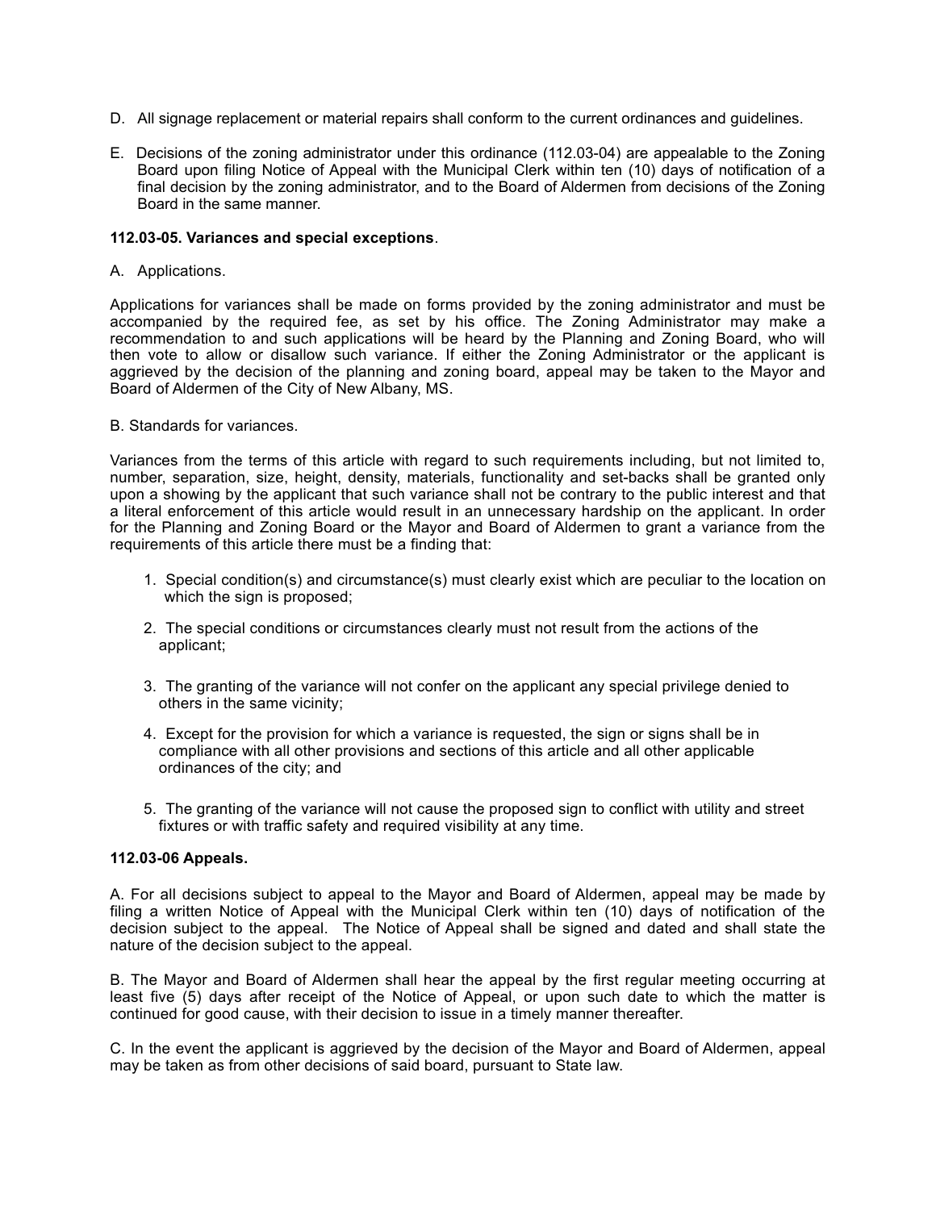D. All signage replacement or material repairs shall conform to the current ordinances and guidelines.

E. Decisions of the zoning administrator under this ordinance (112.03-04) are appealable to the Zoning Board upon filing Notice of Appeal with the Municipal Clerk within ten (10) days of notification of a final decision by the zoning administrator, and to the Board of Aldermen from decisions of the Zoning Board in the same manner.

**112.03-05. Variances and special exceptions**.

A. Applications.

Applications for variances shall be made on forms provided by the zoning administrator and must be accompanied by the required fee, as set by his office. The Zoning Administrator may make a recommendation to and such applications will be heard by the Planning and Zoning Board, who will then vote to allow or disallow such variance. If either the Zoning Administrator or the applicant is aggrieved by the decision of the planning and zoning board, appeal may be taken to the Mayor and Board of Aldermen of the City of New Albany, MS.

B. Standards for variances.

Variances from the terms of this article with regard to such requirements including, but not limited to, number, separation, size, height, density, materials, functionality and set-backs shall be granted only upon a showing by the applicant that such variance shall not be contrary to the public interest and that a literal enforcement of this article would result in an unnecessary hardship on the applicant. In order for the Planning and Zoning Board or the Mayor and Board of Aldermen to grant a variance from the requirements of this article there must be a finding that:

1. Special condition(s) and circumstance(s) must clearly exist which are peculiar to the location on which the sign is proposed;

2. The special conditions or circumstances clearly must not result from the actions of the applicant;

3. The granting of the variance will not confer on the applicant any special privilege denied to others in the same vicinity;

4. Except for the provision for which a variance is requested, the sign or signs shall be in compliance with all other provisions and sections of this article and all other applicable ordinances of the city; and

5. The granting of the variance will not cause the proposed sign to conflict with utility and street fixtures or with traffic safety and required visibility at any time.

**112.03-06 Appeals.**

A. For all decisions subject to appeal to the Mayor and Board of Aldermen, appeal may be made by filing a written Notice of Appeal with the Municipal Clerk within ten (10) days of notification of the decision subject to the appeal. The Notice of Appeal shall be signed and dated and shall state the nature of the decision subject to the appeal.

B. The Mayor and Board of Aldermen shall hear the appeal by the first regular meeting occurring at least five (5) days after receipt of the Notice of Appeal, or upon such date to which the matter is continued for good cause, with their decision to issue in a timely manner thereafter.

C. In the event the applicant is aggrieved by the decision of the Mayor and Board of Aldermen, appeal may be taken as from other decisions of said board, pursuant to State law.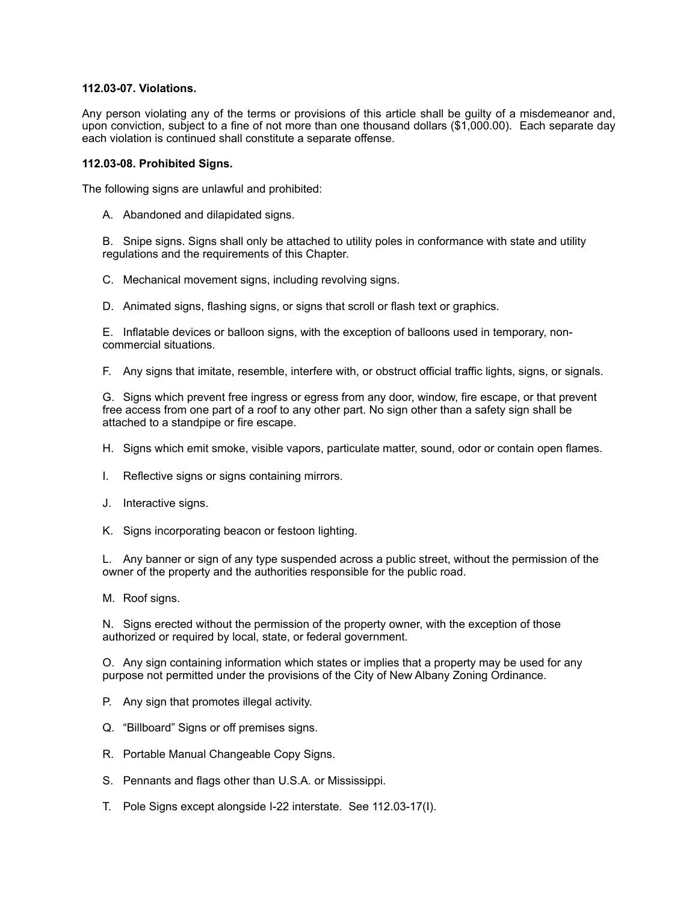**112.03-07. Violations.**

Any person violating any of the terms or provisions of this article shall be guilty of a misdemeanor and, upon conviction, subject to a fine of not more than one thousand dollars ($1,000.00). Each separate day each violation is continued shall constitute a separate offense.

**112.03-08. Prohibited Signs.**

The following signs are unlawful and prohibited:

A. Abandoned and dilapidated signs.

B. Snipe signs. Signs shall only be attached to utility poles in conformance with state and utility regulations and the requirements of this Chapter.

C. Mechanical movement signs, including revolving signs.

D. Animated signs, flashing signs, or signs that scroll or flash text or graphics.

E. Inflatable devices or balloon signs, with the exception of balloons used in temporary, non-commercial situations.

F. Any signs that imitate, resemble, interfere with, or obstruct official traffic lights, signs, or signals.

G. Signs which prevent free ingress or egress from any door, window, fire escape, or that prevent free access from one part of a roof to any other part. No sign other than a safety sign shall be attached to a standpipe or fire escape.

H. Signs which emit smoke, visible vapors, particulate matter, sound, odor or contain open flames.

I. Reflective signs or signs containing mirrors.

J. Interactive signs.

K. Signs incorporating beacon or festoon lighting.

L. Any banner or sign of any type suspended across a public street, without the permission of the owner of the property and the authorities responsible for the public road.

M. Roof signs.

N. Signs erected without the permission of the property owner, with the exception of those authorized or required by local, state, or federal government.

O. Any sign containing information which states or implies that a property may be used for any purpose not permitted under the provisions of the City of New Albany Zoning Ordinance.

P. Any sign that promotes illegal activity.

Q. "Billboard" Signs or off premises signs.

R. Portable Manual Changeable Copy Signs.

S. Pennants and flags other than U.S.A. or Mississippi.

T. Pole Signs except alongside I-22 interstate. See 112.03-17(I).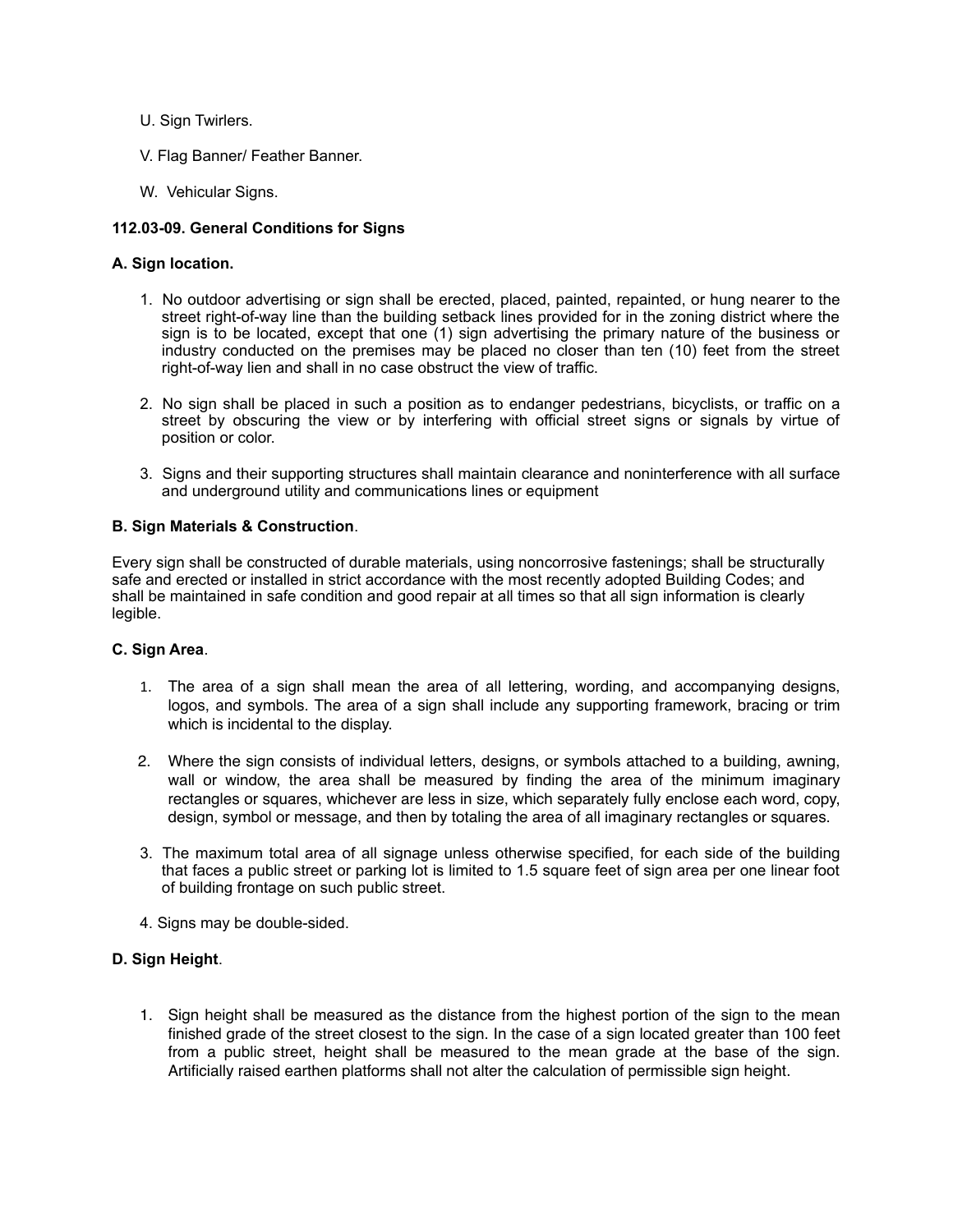U. Sign Twirlers.

V. Flag Banner/ Feather Banner.

W. Vehicular Signs.

**112.03-09. General Conditions for Signs**

**A. Sign location.**

1. No outdoor advertising or sign shall be erected, placed, painted, repainted, or hung nearer to the street right-of-way line than the building setback lines provided for in the zoning district where the sign is to be located, except that one (1) sign advertising the primary nature of the business or industry conducted on the premises may be placed no closer than ten (10) feet from the street right-of-way lien and shall in no case obstruct the view of traffic.

2. No sign shall be placed in such a position as to endanger pedestrians, bicyclists, or traffic on a street by obscuring the view or by interfering with official street signs or signals by virtue of position or color.

3. Signs and their supporting structures shall maintain clearance and noninterference with all surface and underground utility and communications lines or equipment

**B. Sign Materials & Construction**.

Every sign shall be constructed of durable materials, using noncorrosive fastenings; shall be structurally safe and erected or installed in strict accordance with the most recently adopted Building Codes; and shall be maintained in safe condition and good repair at all times so that all sign information is clearly legible.

**C. Sign Area**.

1. The area of a sign shall mean the area of all lettering, wording, and accompanying designs, logos, and symbols. The area of a sign shall include any supporting framework, bracing or trim which is incidental to the display.

2. Where the sign consists of individual letters, designs, or symbols attached to a building, awning, wall or window, the area shall be measured by finding the area of the minimum imaginary rectangles or squares, whichever are less in size, which separately fully enclose each word, copy, design, symbol or message, and then by totaling the area of all imaginary rectangles or squares.

3. The maximum total area of all signage unless otherwise specified, for each side of the building that faces a public street or parking lot is limited to 1.5 square feet of sign area per one linear foot of building frontage on such public street.

4. Signs may be double-sided.

**D. Sign Height**.

1. Sign height shall be measured as the distance from the highest portion of the sign to the mean finished grade of the street closest to the sign. In the case of a sign located greater than 100 feet from a public street, height shall be measured to the mean grade at the base of the sign. Artificially raised earthen platforms shall not alter the calculation of permissible sign height.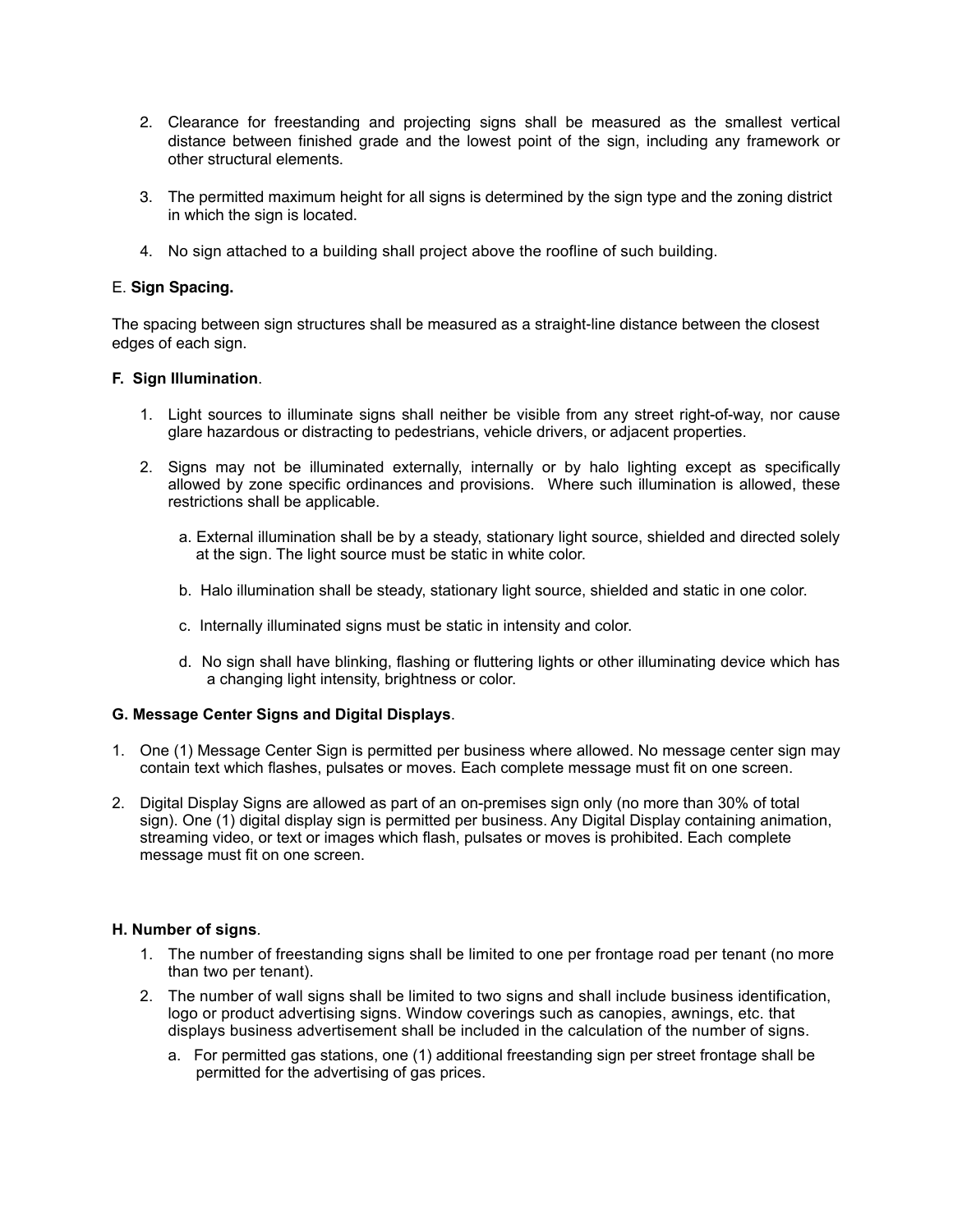2. Clearance for freestanding and projecting signs shall be measured as the smallest vertical distance between finished grade and the lowest point of the sign, including any framework or other structural elements.

3. The permitted maximum height for all signs is determined by the sign type and the zoning district in which the sign is located.

4. No sign attached to a building shall project above the roofline of such building.

E. **Sign Spacing.**

The spacing between sign structures shall be measured as a straight-line distance between the closest edges of each sign.

**F. Sign Illumination**.

1. Light sources to illuminate signs shall neither be visible from any street right-of-way, nor cause glare hazardous or distracting to pedestrians, vehicle drivers, or adjacent properties.

2. Signs may not be illuminated externally, internally or by halo lighting except as specifically allowed by zone specific ordinances and provisions. Where such illumination is allowed, these restrictions shall be applicable.

   a. External illumination shall be by a steady, stationary light source, shielded and directed solely at the sign. The light source must be static in white color.

   b. Halo illumination shall be steady, stationary light source, shielded and static in one color.

   c. Internally illuminated signs must be static in intensity and color.

   d. No sign shall have blinking, flashing or fluttering lights or other illuminating device which has a changing light intensity, brightness or color.

**G. Message Center Signs and Digital Displays**.

1. One (1) Message Center Sign is permitted per business where allowed. No message center sign may contain text which flashes, pulsates or moves. Each complete message must fit on one screen.

2. Digital Display Signs are allowed as part of an on-premises sign only (no more than 30% of total sign). One (1) digital display sign is permitted per business. Any Digital Display containing animation, streaming video, or text or images which flash, pulsates or moves is prohibited. Each complete message must fit on one screen.

**H. Number of signs**.

1. The number of freestanding signs shall be limited to one per frontage road per tenant (no more than two per tenant).
2. The number of wall signs shall be limited to two signs and shall include business identification, logo or product advertising signs. Window coverings such as canopies, awnings, etc. that displays business advertisement shall be included in the calculation of the number of signs.
   a. For permitted gas stations, one (1) additional freestanding sign per street frontage shall be permitted for the advertising of gas prices.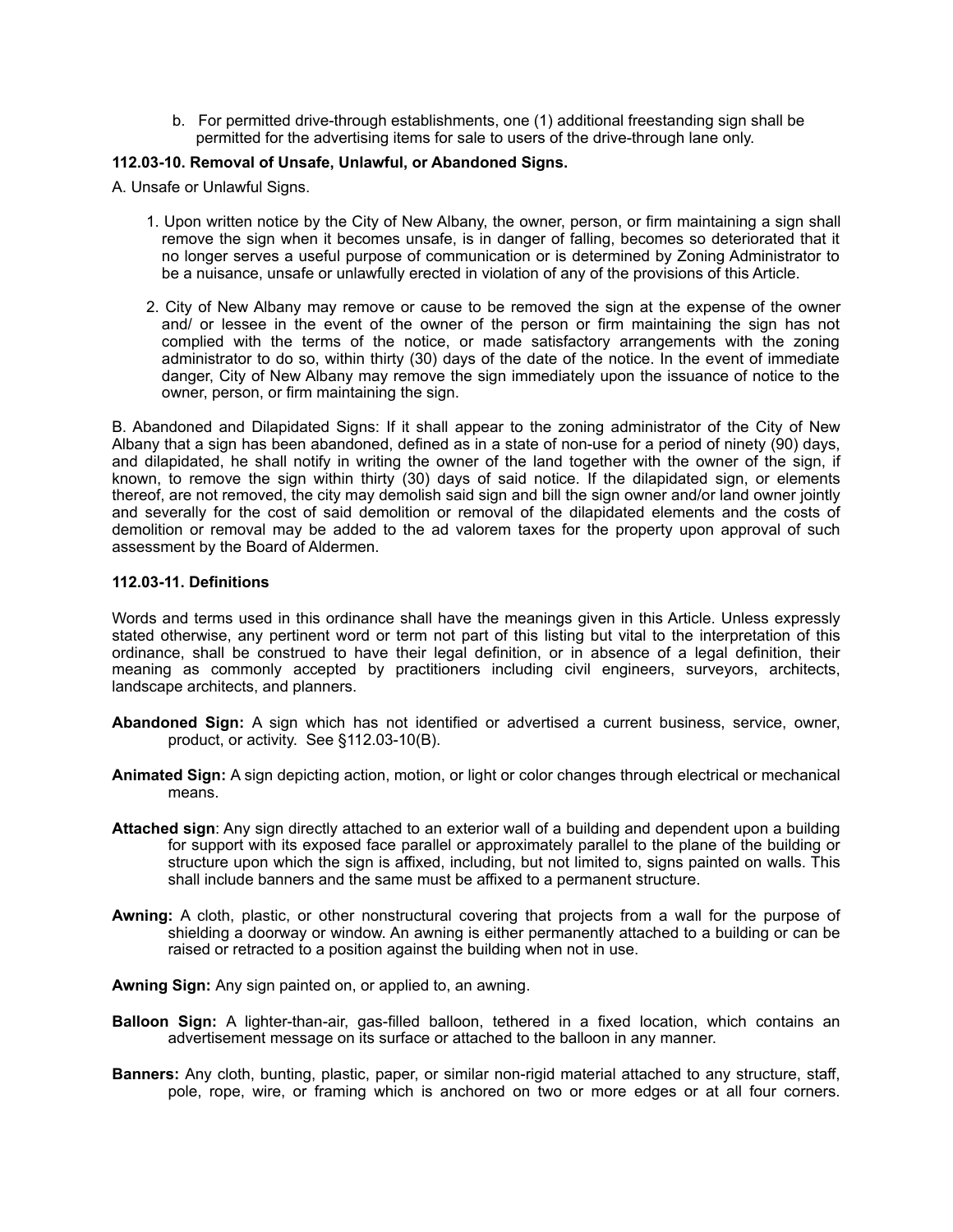b. For permitted drive-through establishments, one (1) additional freestanding sign shall be permitted for the advertising items for sale to users of the drive-through lane only.

**112.03-10. Removal of Unsafe, Unlawful, or Abandoned Signs.**

A. Unsafe or Unlawful Signs.

1. Upon written notice by the City of New Albany, the owner, person, or firm maintaining a sign shall remove the sign when it becomes unsafe, is in danger of falling, becomes so deteriorated that it no longer serves a useful purpose of communication or is determined by Zoning Administrator to be a nuisance, unsafe or unlawfully erected in violation of any of the provisions of this Article.

2. City of New Albany may remove or cause to be removed the sign at the expense of the owner and/ or lessee in the event of the owner of the person or firm maintaining the sign has not complied with the terms of the notice, or made satisfactory arrangements with the zoning administrator to do so, within thirty (30) days of the date of the notice. In the event of immediate danger, City of New Albany may remove the sign immediately upon the issuance of notice to the owner, person, or firm maintaining the sign.

B. Abandoned and Dilapidated Signs: If it shall appear to the zoning administrator of the City of New Albany that a sign has been abandoned, defined as in a state of non-use for a period of ninety (90) days, and dilapidated, he shall notify in writing the owner of the land together with the owner of the sign, if known, to remove the sign within thirty (30) days of said notice. If the dilapidated sign, or elements thereof, are not removed, the city may demolish said sign and bill the sign owner and/or land owner jointly and severally for the cost of said demolition or removal of the dilapidated elements and the costs of demolition or removal may be added to the ad valorem taxes for the property upon approval of such assessment by the Board of Aldermen.

**112.03-11. Definitions**

Words and terms used in this ordinance shall have the meanings given in this Article. Unless expressly stated otherwise, any pertinent word or term not part of this listing but vital to the interpretation of this ordinance, shall be construed to have their legal definition, or in absence of a legal definition, their meaning as commonly accepted by practitioners including civil engineers, surveyors, architects, landscape architects, and planners.

**Abandoned Sign:** A sign which has not identified or advertised a current business, service, owner, product, or activity. See §112.03-10(B).

**Animated Sign:** A sign depicting action, motion, or light or color changes through electrical or mechanical means.

**Attached sign**: Any sign directly attached to an exterior wall of a building and dependent upon a building for support with its exposed face parallel or approximately parallel to the plane of the building or structure upon which the sign is affixed, including, but not limited to, signs painted on walls. This shall include banners and the same must be affixed to a permanent structure.

**Awning:** A cloth, plastic, or other nonstructural covering that projects from a wall for the purpose of shielding a doorway or window. An awning is either permanently attached to a building or can be raised or retracted to a position against the building when not in use.

**Awning Sign:** Any sign painted on, or applied to, an awning.

**Balloon Sign:** A lighter-than-air, gas-filled balloon, tethered in a fixed location, which contains an advertisement message on its surface or attached to the balloon in any manner.

**Banners:** Any cloth, bunting, plastic, paper, or similar non-rigid material attached to any structure, staff, pole, rope, wire, or framing which is anchored on two or more edges or at all four corners.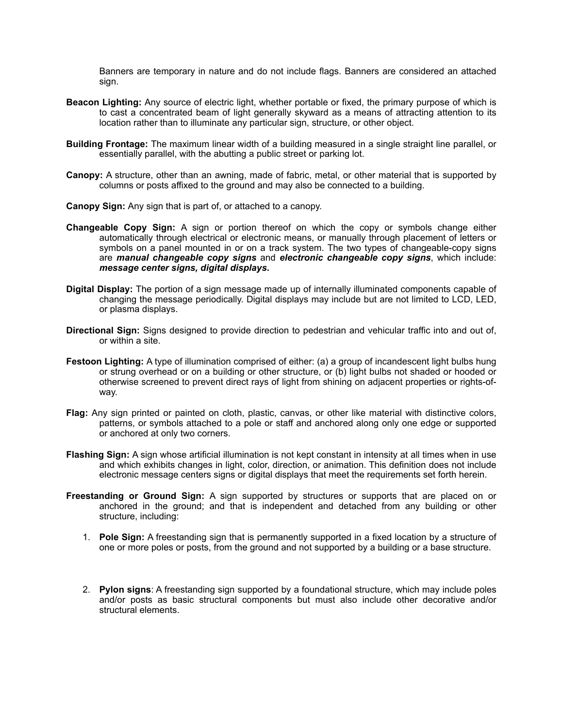Banners are temporary in nature and do not include flags. Banners are considered an attached sign.

**Beacon Lighting:** Any source of electric light, whether portable or fixed, the primary purpose of which is to cast a concentrated beam of light generally skyward as a means of attracting attention to its location rather than to illuminate any particular sign, structure, or other object.

**Building Frontage:** The maximum linear width of a building measured in a single straight line parallel, or essentially parallel, with the abutting a public street or parking lot.

**Canopy:** A structure, other than an awning, made of fabric, metal, or other material that is supported by columns or posts affixed to the ground and may also be connected to a building.

**Canopy Sign:** Any sign that is part of, or attached to a canopy.

**Changeable Copy Sign:** A sign or portion thereof on which the copy or symbols change either automatically through electrical or electronic means, or manually through placement of letters or symbols on a panel mounted in or on a track system. The two types of changeable-copy signs are ***manual changeable copy signs*** and ***electronic changeable copy signs***, which include: ***message center signs, digital displays*****.**

**Digital Display:** The portion of a sign message made up of internally illuminated components capable of changing the message periodically. Digital displays may include but are not limited to LCD, LED, or plasma displays.

**Directional Sign:** Signs designed to provide direction to pedestrian and vehicular traffic into and out of, or within a site.

**Festoon Lighting:** A type of illumination comprised of either: (a) a group of incandescent light bulbs hung or strung overhead or on a building or other structure, or (b) light bulbs not shaded or hooded or otherwise screened to prevent direct rays of light from shining on adjacent properties or rights-of-way.

**Flag:** Any sign printed or painted on cloth, plastic, canvas, or other like material with distinctive colors, patterns, or symbols attached to a pole or staff and anchored along only one edge or supported or anchored at only two corners.

**Flashing Sign:** A sign whose artificial illumination is not kept constant in intensity at all times when in use and which exhibits changes in light, color, direction, or animation. This definition does not include electronic message centers signs or digital displays that meet the requirements set forth herein.

**Freestanding or Ground Sign:** A sign supported by structures or supports that are placed on or anchored in the ground; and that is independent and detached from any building or other structure, including:

1. **Pole Sign:** A freestanding sign that is permanently supported in a fixed location by a structure of one or more poles or posts, from the ground and not supported by a building or a base structure.

2. **Pylon signs**: A freestanding sign supported by a foundational structure, which may include poles and/or posts as basic structural components but must also include other decorative and/or structural elements.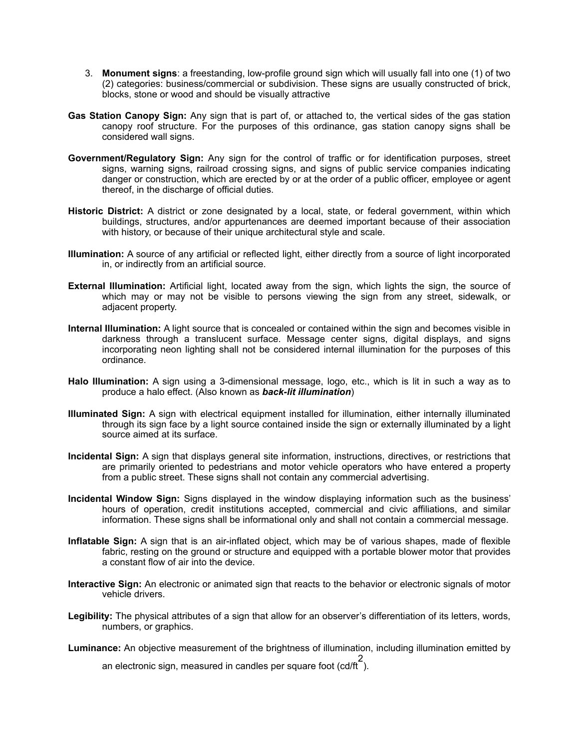3. **Monument signs**: a freestanding, low-profile ground sign which will usually fall into one (1) of two (2) categories: business/commercial or subdivision. These signs are usually constructed of brick, blocks, stone or wood and should be visually attractive

**Gas Station Canopy Sign:** Any sign that is part of, or attached to, the vertical sides of the gas station canopy roof structure. For the purposes of this ordinance, gas station canopy signs shall be considered wall signs.

**Government/Regulatory Sign:** Any sign for the control of traffic or for identification purposes, street signs, warning signs, railroad crossing signs, and signs of public service companies indicating danger or construction, which are erected by or at the order of a public officer, employee or agent thereof, in the discharge of official duties.

**Historic District:** A district or zone designated by a local, state, or federal government, within which buildings, structures, and/or appurtenances are deemed important because of their association with history, or because of their unique architectural style and scale.

**Illumination:** A source of any artificial or reflected light, either directly from a source of light incorporated in, or indirectly from an artificial source.

**External Illumination:** Artificial light, located away from the sign, which lights the sign, the source of which may or may not be visible to persons viewing the sign from any street, sidewalk, or adjacent property.

**Internal Illumination:** A light source that is concealed or contained within the sign and becomes visible in darkness through a translucent surface. Message center signs, digital displays, and signs incorporating neon lighting shall not be considered internal illumination for the purposes of this ordinance.

**Halo Illumination:** A sign using a 3-dimensional message, logo, etc., which is lit in such a way as to produce a halo effect. (Also known as ***back-lit illumination***)

**Illuminated Sign:** A sign with electrical equipment installed for illumination, either internally illuminated through its sign face by a light source contained inside the sign or externally illuminated by a light source aimed at its surface.

**Incidental Sign:** A sign that displays general site information, instructions, directives, or restrictions that are primarily oriented to pedestrians and motor vehicle operators who have entered a property from a public street. These signs shall not contain any commercial advertising.

**Incidental Window Sign:** Signs displayed in the window displaying information such as the business' hours of operation, credit institutions accepted, commercial and civic affiliations, and similar information. These signs shall be informational only and shall not contain a commercial message.

**Inflatable Sign:** A sign that is an air-inflated object, which may be of various shapes, made of flexible fabric, resting on the ground or structure and equipped with a portable blower motor that provides a constant flow of air into the device.

**Interactive Sign:** An electronic or animated sign that reacts to the behavior or electronic signals of motor vehicle drivers.

**Legibility:** The physical attributes of a sign that allow for an observer's differentiation of its letters, words, numbers, or graphics.

**Luminance:** An objective measurement of the brightness of illumination, including illumination emitted by an electronic sign, measured in candles per square foot ($cd/ft^2$).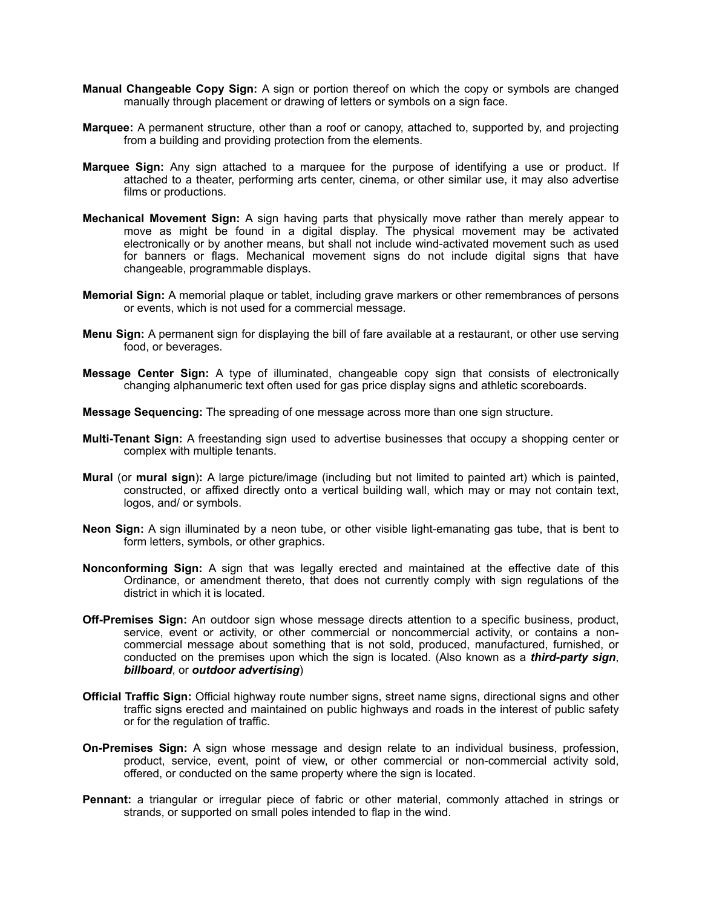**Manual Changeable Copy Sign:** A sign or portion thereof on which the copy or symbols are changed manually through placement or drawing of letters or symbols on a sign face.

**Marquee:** A permanent structure, other than a roof or canopy, attached to, supported by, and projecting from a building and providing protection from the elements.

**Marquee Sign:** Any sign attached to a marquee for the purpose of identifying a use or product. If attached to a theater, performing arts center, cinema, or other similar use, it may also advertise films or productions.

**Mechanical Movement Sign:** A sign having parts that physically move rather than merely appear to move as might be found in a digital display. The physical movement may be activated electronically or by another means, but shall not include wind-activated movement such as used for banners or flags. Mechanical movement signs do not include digital signs that have changeable, programmable displays.

**Memorial Sign:** A memorial plaque or tablet, including grave markers or other remembrances of persons or events, which is not used for a commercial message.

**Menu Sign:** A permanent sign for displaying the bill of fare available at a restaurant, or other use serving food, or beverages.

**Message Center Sign:** A type of illuminated, changeable copy sign that consists of electronically changing alphanumeric text often used for gas price display signs and athletic scoreboards.

**Message Sequencing:** The spreading of one message across more than one sign structure.

**Multi-Tenant Sign:** A freestanding sign used to advertise businesses that occupy a shopping center or complex with multiple tenants.

**Mural** (or **mural sign**)**:** A large picture/image (including but not limited to painted art) which is painted, constructed, or affixed directly onto a vertical building wall, which may or may not contain text, logos, and/ or symbols.

**Neon Sign:** A sign illuminated by a neon tube, or other visible light-emanating gas tube, that is bent to form letters, symbols, or other graphics.

**Nonconforming Sign:** A sign that was legally erected and maintained at the effective date of this Ordinance, or amendment thereto, that does not currently comply with sign regulations of the district in which it is located.

**Off-Premises Sign:** An outdoor sign whose message directs attention to a specific business, product, service, event or activity, or other commercial or noncommercial activity, or contains a non-commercial message about something that is not sold, produced, manufactured, furnished, or conducted on the premises upon which the sign is located. (Also known as a ***third-party sign***, ***billboard***, or ***outdoor advertising***)

**Official Traffic Sign:** Official highway route number signs, street name signs, directional signs and other traffic signs erected and maintained on public highways and roads in the interest of public safety or for the regulation of traffic.

**On-Premises Sign:** A sign whose message and design relate to an individual business, profession, product, service, event, point of view, or other commercial or non-commercial activity sold, offered, or conducted on the same property where the sign is located.

**Pennant:** a triangular or irregular piece of fabric or other material, commonly attached in strings or strands, or supported on small poles intended to flap in the wind.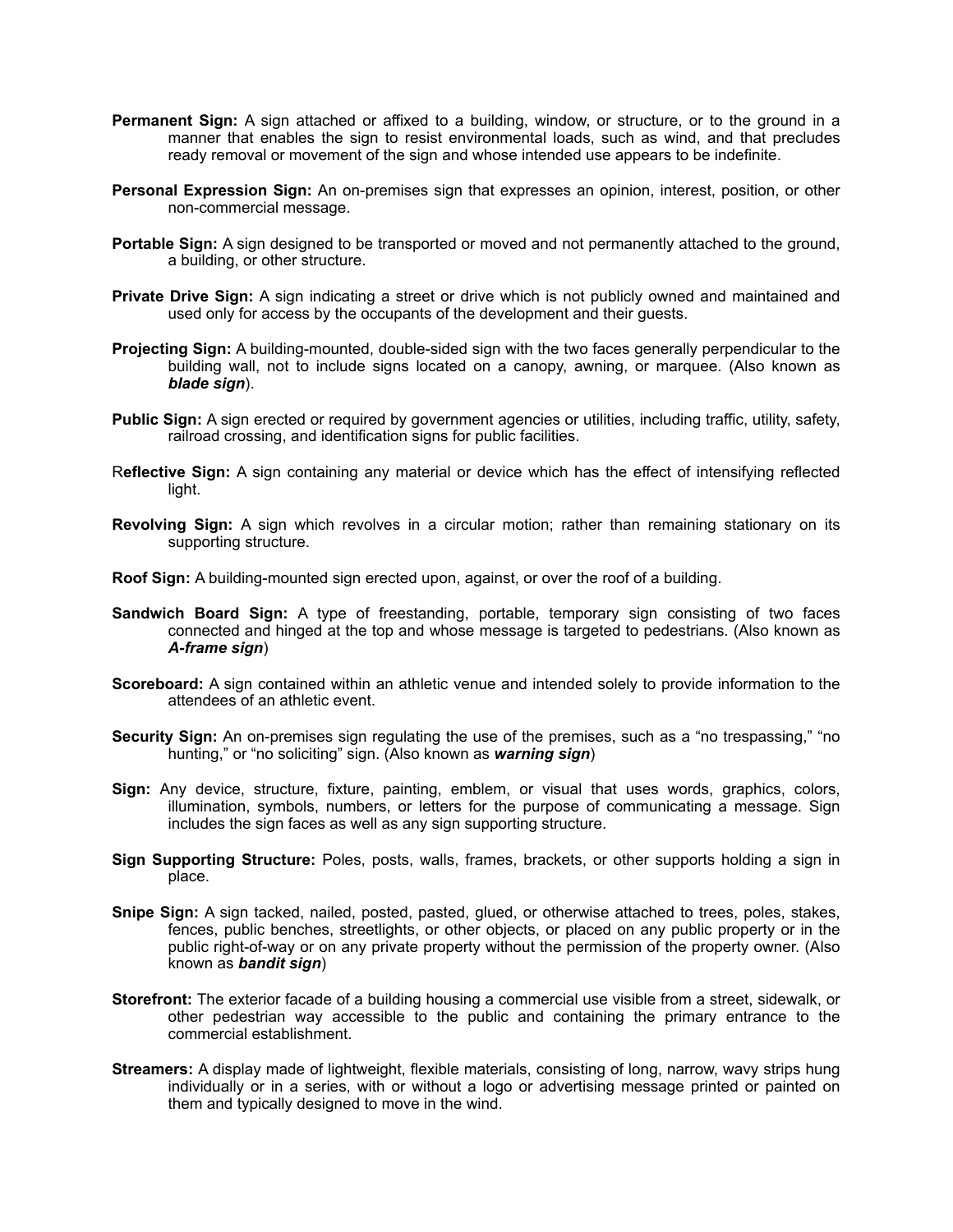**Permanent Sign:** A sign attached or affixed to a building, window, or structure, or to the ground in a manner that enables the sign to resist environmental loads, such as wind, and that precludes ready removal or movement of the sign and whose intended use appears to be indefinite.

**Personal Expression Sign:** An on-premises sign that expresses an opinion, interest, position, or other non-commercial message.

**Portable Sign:** A sign designed to be transported or moved and not permanently attached to the ground, a building, or other structure.

**Private Drive Sign:** A sign indicating a street or drive which is not publicly owned and maintained and used only for access by the occupants of the development and their guests.

**Projecting Sign:** A building-mounted, double-sided sign with the two faces generally perpendicular to the building wall, not to include signs located on a canopy, awning, or marquee. (Also known as ***blade sign***).

**Public Sign:** A sign erected or required by government agencies or utilities, including traffic, utility, safety, railroad crossing, and identification signs for public facilities.

R**eflective Sign:** A sign containing any material or device which has the effect of intensifying reflected light.

**Revolving Sign:** A sign which revolves in a circular motion; rather than remaining stationary on its supporting structure.

**Roof Sign:** A building-mounted sign erected upon, against, or over the roof of a building.

**Sandwich Board Sign:** A type of freestanding, portable, temporary sign consisting of two faces connected and hinged at the top and whose message is targeted to pedestrians. (Also known as ***A-frame sign***)

**Scoreboard:** A sign contained within an athletic venue and intended solely to provide information to the attendees of an athletic event.

**Security Sign:** An on-premises sign regulating the use of the premises, such as a "no trespassing," "no hunting," or "no soliciting" sign. (Also known as ***warning sign***)

**Sign:** Any device, structure, fixture, painting, emblem, or visual that uses words, graphics, colors, illumination, symbols, numbers, or letters for the purpose of communicating a message. Sign includes the sign faces as well as any sign supporting structure.

**Sign Supporting Structure:** Poles, posts, walls, frames, brackets, or other supports holding a sign in place.

**Snipe Sign:** A sign tacked, nailed, posted, pasted, glued, or otherwise attached to trees, poles, stakes, fences, public benches, streetlights, or other objects, or placed on any public property or in the public right-of-way or on any private property without the permission of the property owner. (Also known as ***bandit sign***)

**Storefront:** The exterior facade of a building housing a commercial use visible from a street, sidewalk, or other pedestrian way accessible to the public and containing the primary entrance to the commercial establishment.

**Streamers:** A display made of lightweight, flexible materials, consisting of long, narrow, wavy strips hung individually or in a series, with or without a logo or advertising message printed or painted on them and typically designed to move in the wind.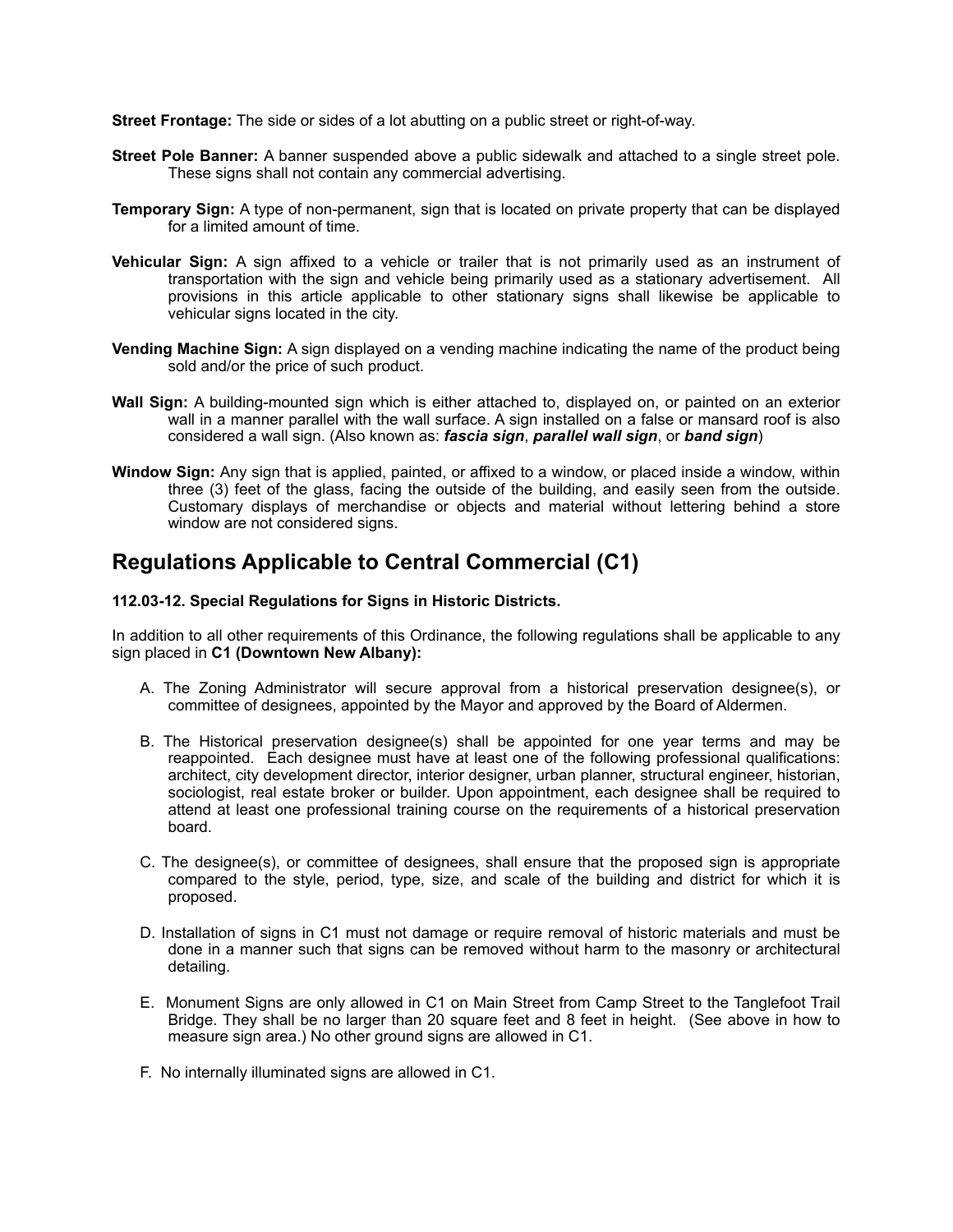**Street Frontage:** The side or sides of a lot abutting on a public street or right-of-way.

**Street Pole Banner:** A banner suspended above a public sidewalk and attached to a single street pole. These signs shall not contain any commercial advertising.

**Temporary Sign:** A type of non-permanent, sign that is located on private property that can be displayed for a limited amount of time.

**Vehicular Sign:** A sign affixed to a vehicle or trailer that is not primarily used as an instrument of transportation with the sign and vehicle being primarily used as a stationary advertisement. All provisions in this article applicable to other stationary signs shall likewise be applicable to vehicular signs located in the city.

**Vending Machine Sign:** A sign displayed on a vending machine indicating the name of the product being sold and/or the price of such product.

**Wall Sign:** A building-mounted sign which is either attached to, displayed on, or painted on an exterior wall in a manner parallel with the wall surface. A sign installed on a false or mansard roof is also considered a wall sign. (Also known as: ***fascia sign***, ***parallel wall sign***, or ***band sign***)

**Window Sign:** Any sign that is applied, painted, or affixed to a window, or placed inside a window, within three (3) feet of the glass, facing the outside of the building, and easily seen from the outside. Customary displays of merchandise or objects and material without lettering behind a store window are not considered signs.

## Regulations Applicable to Central Commercial (C1)

**112.03-12. Special Regulations for Signs in Historic Districts.**

In addition to all other requirements of this Ordinance, the following regulations shall be applicable to any sign placed in **C1 (Downtown New Albany):**

A. The Zoning Administrator will secure approval from a historical preservation designee(s), or committee of designees, appointed by the Mayor and approved by the Board of Aldermen.

B. The Historical preservation designee(s) shall be appointed for one year terms and may be reappointed. Each designee must have at least one of the following professional qualifications: architect, city development director, interior designer, urban planner, structural engineer, historian, sociologist, real estate broker or builder. Upon appointment, each designee shall be required to attend at least one professional training course on the requirements of a historical preservation board.

C. The designee(s), or committee of designees, shall ensure that the proposed sign is appropriate compared to the style, period, type, size, and scale of the building and district for which it is proposed.

D. Installation of signs in C1 must not damage or require removal of historic materials and must be done in a manner such that signs can be removed without harm to the masonry or architectural detailing.

E. Monument Signs are only allowed in C1 on Main Street from Camp Street to the Tanglefoot Trail Bridge. They shall be no larger than 20 square feet and 8 feet in height. (See above in how to measure sign area.) No other ground signs are allowed in C1.

F. No internally illuminated signs are allowed in C1.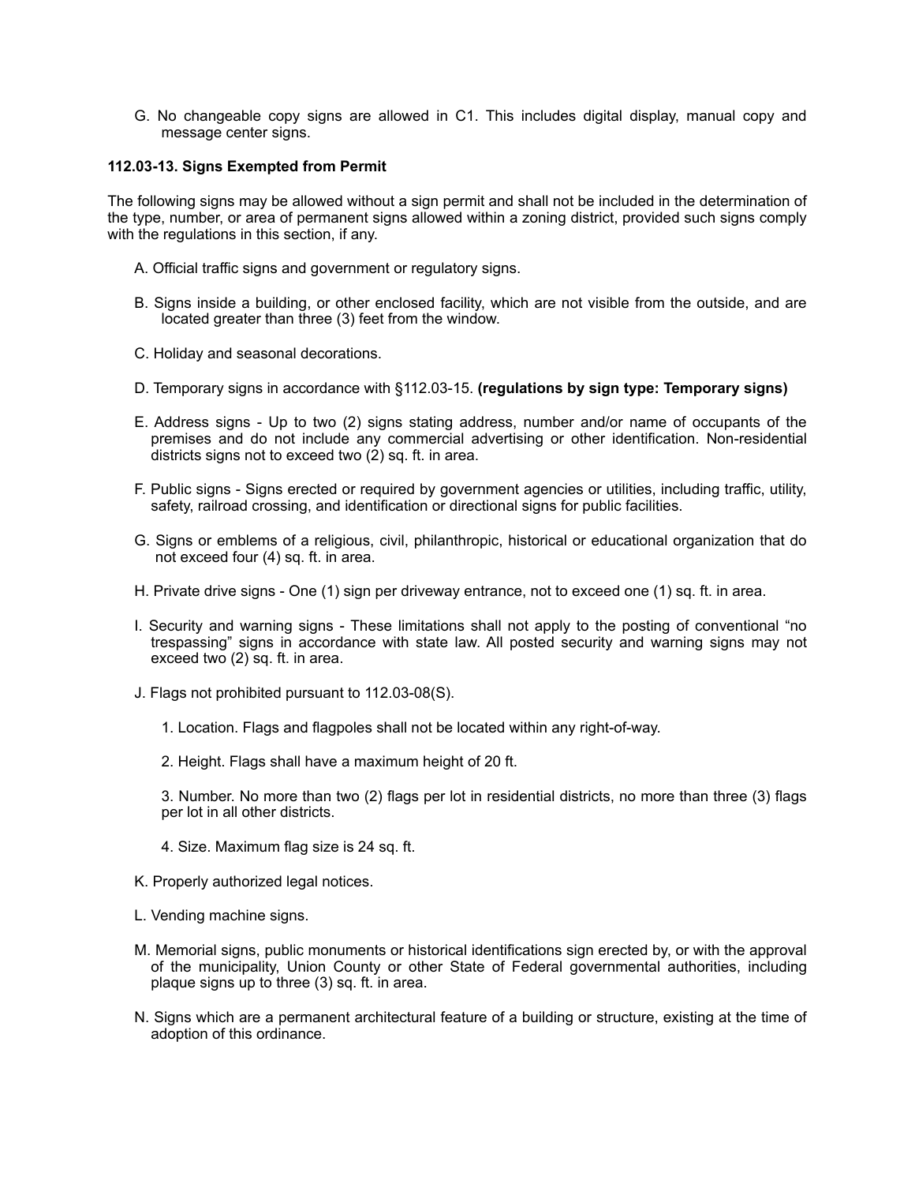G. No changeable copy signs are allowed in C1. This includes digital display, manual copy and message center signs.

**112.03-13. Signs Exempted from Permit**

The following signs may be allowed without a sign permit and shall not be included in the determination of the type, number, or area of permanent signs allowed within a zoning district, provided such signs comply with the regulations in this section, if any.

A. Official traffic signs and government or regulatory signs.

B. Signs inside a building, or other enclosed facility, which are not visible from the outside, and are located greater than three (3) feet from the window.

C. Holiday and seasonal decorations.

D. Temporary signs in accordance with §112.03-15. **(regulations by sign type: Temporary signs)**

E. Address signs - Up to two (2) signs stating address, number and/or name of occupants of the premises and do not include any commercial advertising or other identification. Non-residential districts signs not to exceed two (2) sq. ft. in area.

F. Public signs - Signs erected or required by government agencies or utilities, including traffic, utility, safety, railroad crossing, and identification or directional signs for public facilities.

G. Signs or emblems of a religious, civil, philanthropic, historical or educational organization that do not exceed four (4) sq. ft. in area.

H. Private drive signs - One (1) sign per driveway entrance, not to exceed one (1) sq. ft. in area.

I. Security and warning signs - These limitations shall not apply to the posting of conventional "no trespassing" signs in accordance with state law. All posted security and warning signs may not exceed two (2) sq. ft. in area.

J. Flags not prohibited pursuant to 112.03-08(S).

1. Location. Flags and flagpoles shall not be located within any right-of-way.

2. Height. Flags shall have a maximum height of 20 ft.

3. Number. No more than two (2) flags per lot in residential districts, no more than three (3) flags per lot in all other districts.

4. Size. Maximum flag size is 24 sq. ft.

K. Properly authorized legal notices.

L. Vending machine signs.

M. Memorial signs, public monuments or historical identifications sign erected by, or with the approval of the municipality, Union County or other State of Federal governmental authorities, including plaque signs up to three (3) sq. ft. in area.

N. Signs which are a permanent architectural feature of a building or structure, existing at the time of adoption of this ordinance.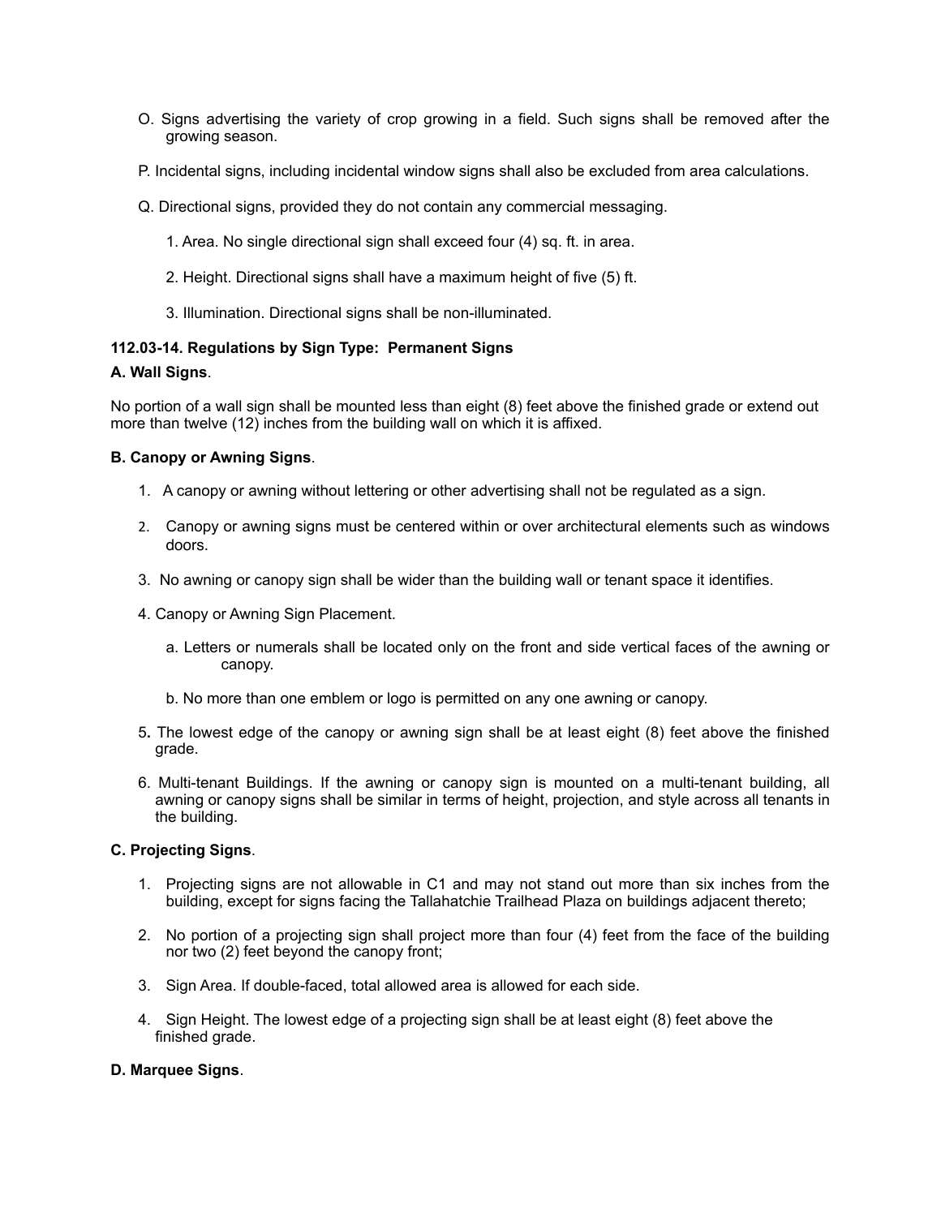O. Signs advertising the variety of crop growing in a field. Such signs shall be removed after the growing season.

P. Incidental signs, including incidental window signs shall also be excluded from area calculations.

Q. Directional signs, provided they do not contain any commercial messaging.

1. Area. No single directional sign shall exceed four (4) sq. ft. in area.

2. Height. Directional signs shall have a maximum height of five (5) ft.

3. Illumination. Directional signs shall be non-illuminated.

**112.03-14. Regulations by Sign Type: Permanent Signs**

**A. Wall Signs**.

No portion of a wall sign shall be mounted less than eight (8) feet above the finished grade or extend out more than twelve (12) inches from the building wall on which it is affixed.

**B. Canopy or Awning Signs**.

1. A canopy or awning without lettering or other advertising shall not be regulated as a sign.

2. Canopy or awning signs must be centered within or over architectural elements such as windows doors.

3. No awning or canopy sign shall be wider than the building wall or tenant space it identifies.

4. Canopy or Awning Sign Placement.

   a. Letters or numerals shall be located only on the front and side vertical faces of the awning or canopy.

   b. No more than one emblem or logo is permitted on any one awning or canopy.

5. The lowest edge of the canopy or awning sign shall be at least eight (8) feet above the finished grade.

6. Multi-tenant Buildings. If the awning or canopy sign is mounted on a multi-tenant building, all awning or canopy signs shall be similar in terms of height, projection, and style across all tenants in the building.

**C. Projecting Signs**.

1. Projecting signs are not allowable in C1 and may not stand out more than six inches from the building, except for signs facing the Tallahatchie Trailhead Plaza on buildings adjacent thereto;

2. No portion of a projecting sign shall project more than four (4) feet from the face of the building nor two (2) feet beyond the canopy front;

3. Sign Area. If double-faced, total allowed area is allowed for each side.

4. Sign Height. The lowest edge of a projecting sign shall be at least eight (8) feet above the finished grade.

**D. Marquee Signs**.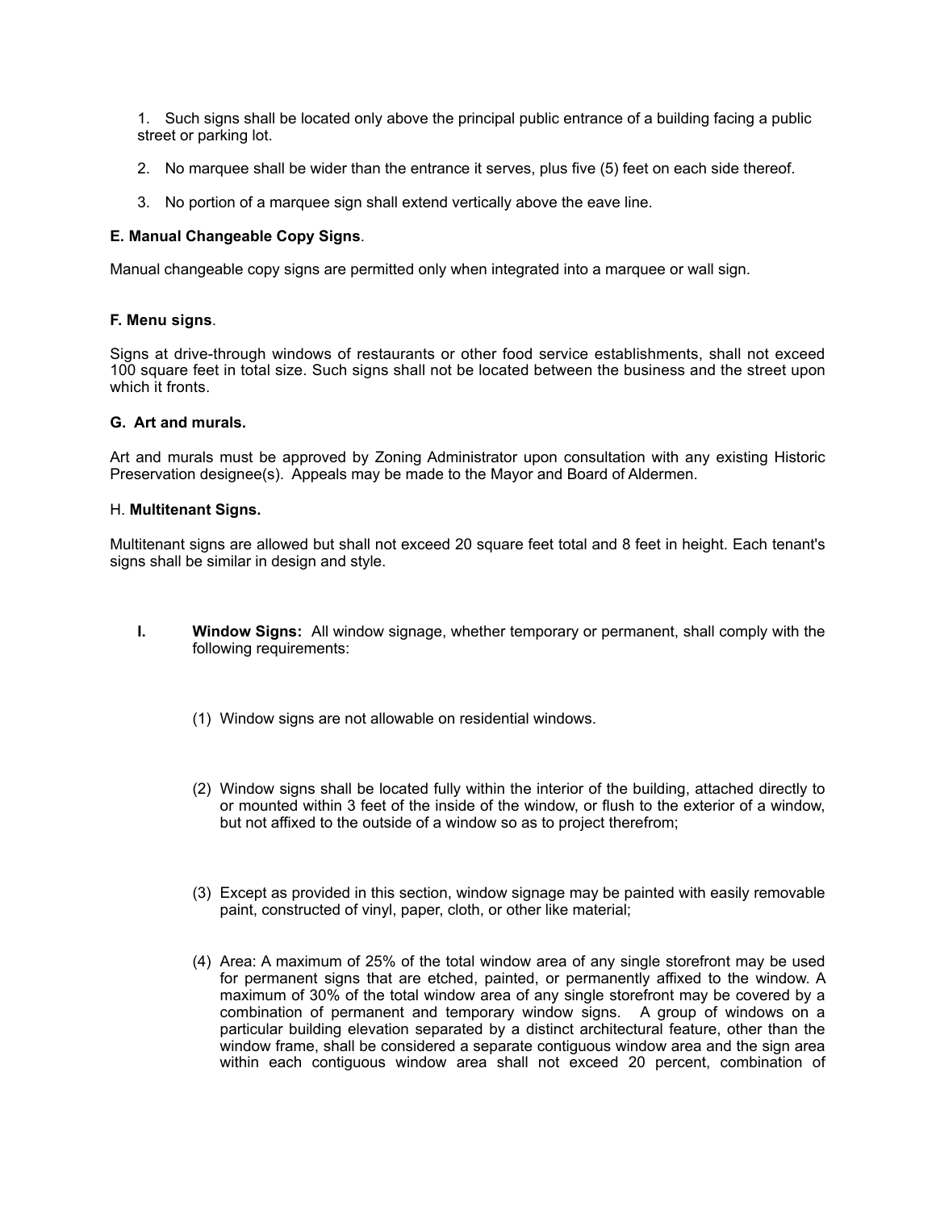1. Such signs shall be located only above the principal public entrance of a building facing a public street or parking lot.

2. No marquee shall be wider than the entrance it serves, plus five (5) feet on each side thereof.

3. No portion of a marquee sign shall extend vertically above the eave line.

**E. Manual Changeable Copy Signs**.

Manual changeable copy signs are permitted only when integrated into a marquee or wall sign.

**F. Menu signs**.

Signs at drive-through windows of restaurants or other food service establishments, shall not exceed 100 square feet in total size. Such signs shall not be located between the business and the street upon which it fronts.

**G. Art and murals.**

Art and murals must be approved by Zoning Administrator upon consultation with any existing Historic Preservation designee(s). Appeals may be made to the Mayor and Board of Aldermen.

H. **Multitenant Signs.**

Multitenant signs are allowed but shall not exceed 20 square feet total and 8 feet in height. Each tenant's signs shall be similar in design and style.

**I. Window Signs:** All window signage, whether temporary or permanent, shall comply with the following requirements:

(1) Window signs are not allowable on residential windows.

(2) Window signs shall be located fully within the interior of the building, attached directly to or mounted within 3 feet of the inside of the window, or flush to the exterior of a window, but not affixed to the outside of a window so as to project therefrom;

(3) Except as provided in this section, window signage may be painted with easily removable paint, constructed of vinyl, paper, cloth, or other like material;

(4) Area: A maximum of 25% of the total window area of any single storefront may be used for permanent signs that are etched, painted, or permanently affixed to the window. A maximum of 30% of the total window area of any single storefront may be covered by a combination of permanent and temporary window signs. A group of windows on a particular building elevation separated by a distinct architectural feature, other than the window frame, shall be considered a separate contiguous window area and the sign area within each contiguous window area shall not exceed 20 percent, combination of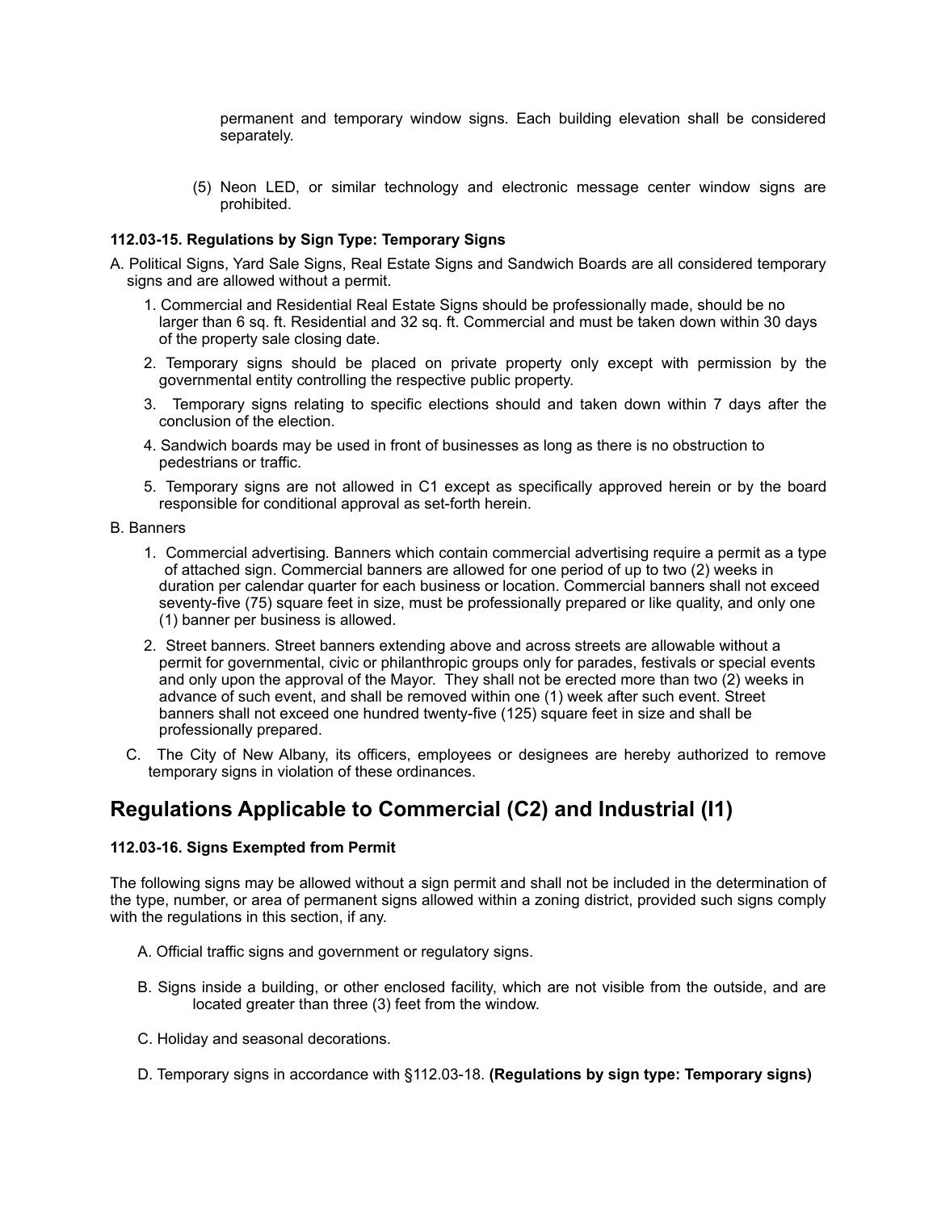permanent and temporary window signs. Each building elevation shall be considered separately.

(5) Neon LED, or similar technology and electronic message center window signs are prohibited.

**112.03-15. Regulations by Sign Type: Temporary Signs**

A. Political Signs, Yard Sale Signs, Real Estate Signs and Sandwich Boards are all considered temporary signs and are allowed without a permit.

1. Commercial and Residential Real Estate Signs should be professionally made, should be no larger than 6 sq. ft. Residential and 32 sq. ft. Commercial and must be taken down within 30 days of the property sale closing date.
2. Temporary signs should be placed on private property only except with permission by the governmental entity controlling the respective public property.
3. Temporary signs relating to specific elections should and taken down within 7 days after the conclusion of the election.
4. Sandwich boards may be used in front of businesses as long as there is no obstruction to pedestrians or traffic.
5. Temporary signs are not allowed in C1 except as specifically approved herein or by the board responsible for conditional approval as set-forth herein.

B. Banners

1. Commercial advertising. Banners which contain commercial advertising require a permit as a type of attached sign. Commercial banners are allowed for one period of up to two (2) weeks in duration per calendar quarter for each business or location. Commercial banners shall not exceed seventy-five (75) square feet in size, must be professionally prepared or like quality, and only one (1) banner per business is allowed.
2. Street banners. Street banners extending above and across streets are allowable without a permit for governmental, civic or philanthropic groups only for parades, festivals or special events and only upon the approval of the Mayor. They shall not be erected more than two (2) weeks in advance of such event, and shall be removed within one (1) week after such event. Street banners shall not exceed one hundred twenty-five (125) square feet in size and shall be professionally prepared.

C. The City of New Albany, its officers, employees or designees are hereby authorized to remove temporary signs in violation of these ordinances.

## Regulations Applicable to Commercial (C2) and Industrial (I1)

**112.03-16. Signs Exempted from Permit**

The following signs may be allowed without a sign permit and shall not be included in the determination of the type, number, or area of permanent signs allowed within a zoning district, provided such signs comply with the regulations in this section, if any.

A. Official traffic signs and government or regulatory signs.

B. Signs inside a building, or other enclosed facility, which are not visible from the outside, and are located greater than three (3) feet from the window.

C. Holiday and seasonal decorations.

D. Temporary signs in accordance with §112.03-18. **(Regulations by sign type: Temporary signs)**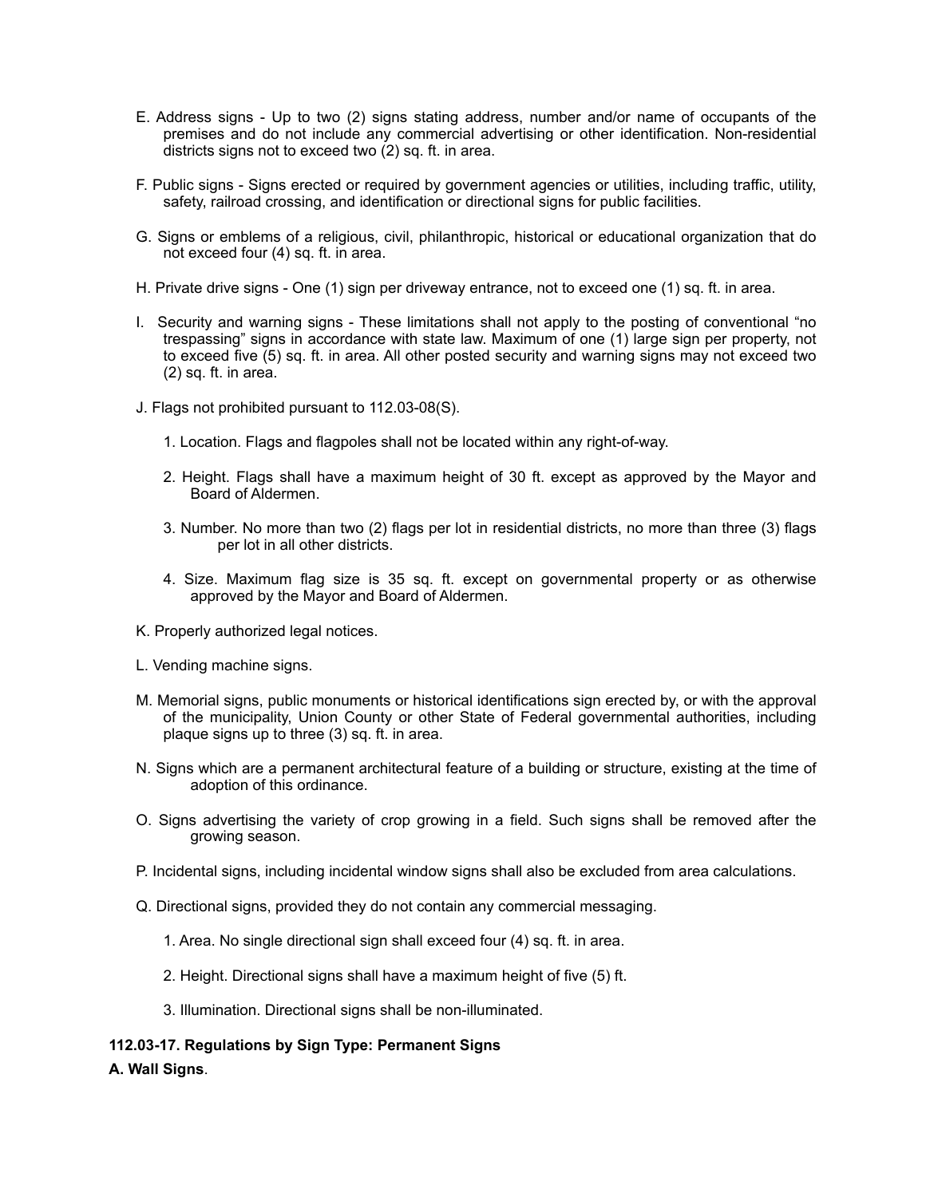E. Address signs - Up to two (2) signs stating address, number and/or name of occupants of the premises and do not include any commercial advertising or other identification. Non-residential districts signs not to exceed two (2) sq. ft. in area.

F. Public signs - Signs erected or required by government agencies or utilities, including traffic, utility, safety, railroad crossing, and identification or directional signs for public facilities.

G. Signs or emblems of a religious, civil, philanthropic, historical or educational organization that do not exceed four (4) sq. ft. in area.

H. Private drive signs - One (1) sign per driveway entrance, not to exceed one (1) sq. ft. in area.

I. Security and warning signs - These limitations shall not apply to the posting of conventional “no trespassing” signs in accordance with state law. Maximum of one (1) large sign per property, not to exceed five (5) sq. ft. in area. All other posted security and warning signs may not exceed two (2) sq. ft. in area.

J. Flags not prohibited pursuant to 112.03-08(S).

1. Location. Flags and flagpoles shall not be located within any right-of-way.

2. Height. Flags shall have a maximum height of 30 ft. except as approved by the Mayor and Board of Aldermen.

3. Number. No more than two (2) flags per lot in residential districts, no more than three (3) flags per lot in all other districts.

4. Size. Maximum flag size is 35 sq. ft. except on governmental property or as otherwise approved by the Mayor and Board of Aldermen.

K. Properly authorized legal notices.

L. Vending machine signs.

M. Memorial signs, public monuments or historical identifications sign erected by, or with the approval of the municipality, Union County or other State of Federal governmental authorities, including plaque signs up to three (3) sq. ft. in area.

N. Signs which are a permanent architectural feature of a building or structure, existing at the time of adoption of this ordinance.

O. Signs advertising the variety of crop growing in a field. Such signs shall be removed after the growing season.

P. Incidental signs, including incidental window signs shall also be excluded from area calculations.

Q. Directional signs, provided they do not contain any commercial messaging.

1. Area. No single directional sign shall exceed four (4) sq. ft. in area.

2. Height. Directional signs shall have a maximum height of five (5) ft.

3. Illumination. Directional signs shall be non-illuminated.

**112.03-17. Regulations by Sign Type: Permanent Signs**

**A. Wall Signs**.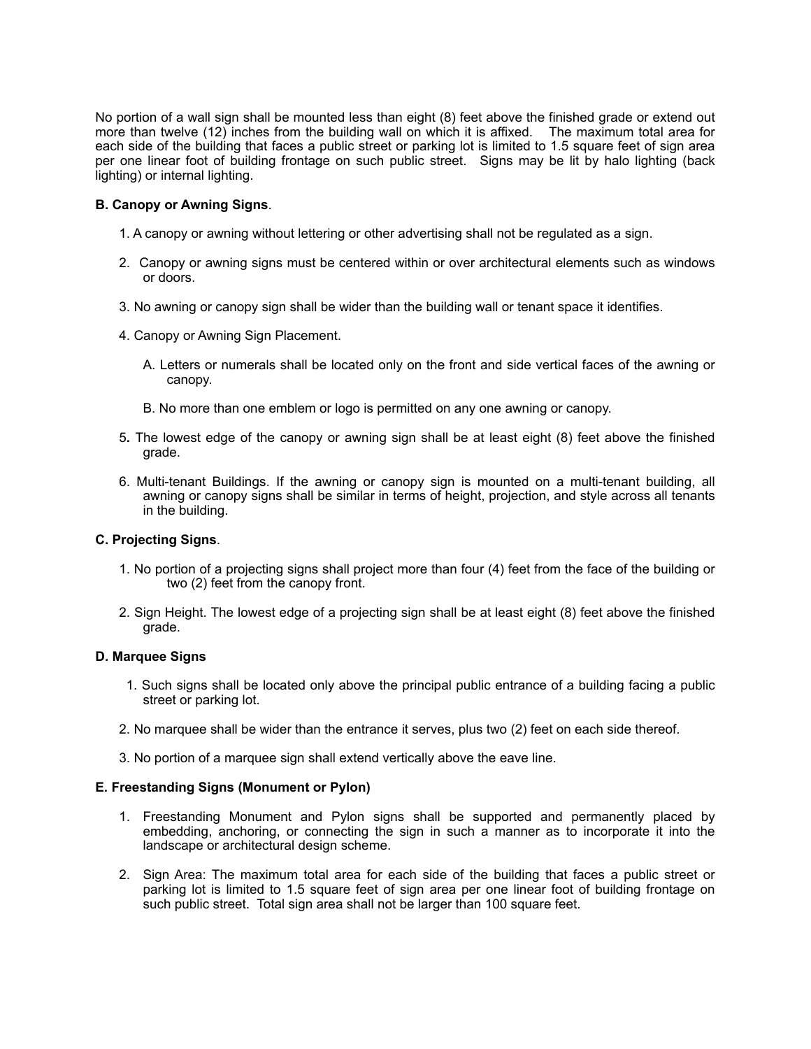No portion of a wall sign shall be mounted less than eight (8) feet above the finished grade or extend out more than twelve (12) inches from the building wall on which it is affixed. The maximum total area for each side of the building that faces a public street or parking lot is limited to 1.5 square feet of sign area per one linear foot of building frontage on such public street. Signs may be lit by halo lighting (back lighting) or internal lighting.

**B. Canopy or Awning Signs**.

1. A canopy or awning without lettering or other advertising shall not be regulated as a sign.

2. Canopy or awning signs must be centered within or over architectural elements such as windows or doors.

3. No awning or canopy sign shall be wider than the building wall or tenant space it identifies.

4. Canopy or Awning Sign Placement.

   A. Letters or numerals shall be located only on the front and side vertical faces of the awning or canopy.

   B. No more than one emblem or logo is permitted on any one awning or canopy.

5**.** The lowest edge of the canopy or awning sign shall be at least eight (8) feet above the finished grade.

6. Multi-tenant Buildings. If the awning or canopy sign is mounted on a multi-tenant building, all awning or canopy signs shall be similar in terms of height, projection, and style across all tenants in the building.

**C. Projecting Signs**.

1. No portion of a projecting signs shall project more than four (4) feet from the face of the building or two (2) feet from the canopy front.

2. Sign Height. The lowest edge of a projecting sign shall be at least eight (8) feet above the finished grade.

**D. Marquee Signs**

1. Such signs shall be located only above the principal public entrance of a building facing a public street or parking lot.

2. No marquee shall be wider than the entrance it serves, plus two (2) feet on each side thereof.

3. No portion of a marquee sign shall extend vertically above the eave line.

**E. Freestanding Signs (Monument or Pylon)**

1. Freestanding Monument and Pylon signs shall be supported and permanently placed by embedding, anchoring, or connecting the sign in such a manner as to incorporate it into the landscape or architectural design scheme.

2. Sign Area: The maximum total area for each side of the building that faces a public street or parking lot is limited to 1.5 square feet of sign area per one linear foot of building frontage on such public street. Total sign area shall not be larger than 100 square feet.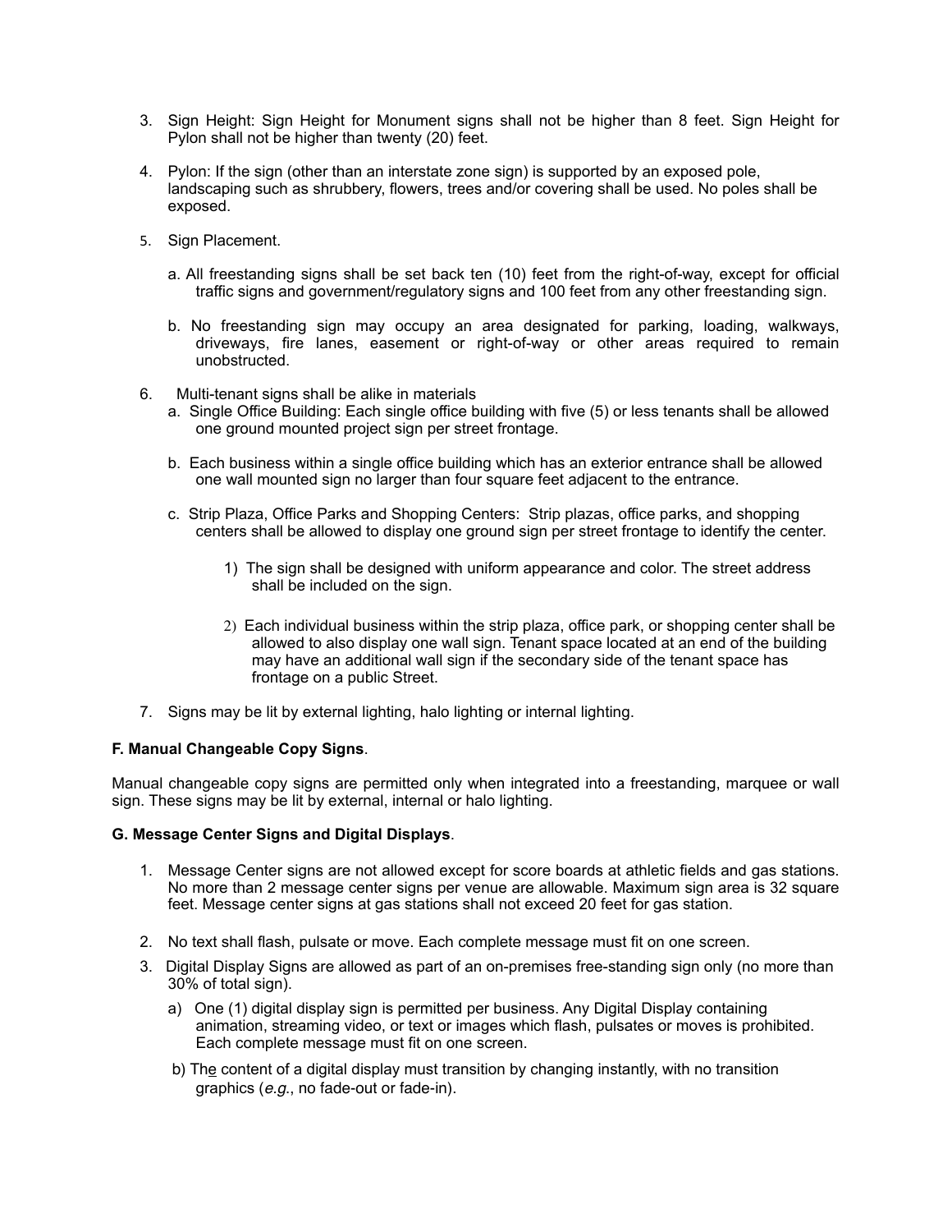3. Sign Height: Sign Height for Monument signs shall not be higher than 8 feet. Sign Height for Pylon shall not be higher than twenty (20) feet.

4. Pylon: If the sign (other than an interstate zone sign) is supported by an exposed pole, landscaping such as shrubbery, flowers, trees and/or covering shall be used. No poles shall be exposed.

5. Sign Placement.

   a. All freestanding signs shall be set back ten (10) feet from the right-of-way, except for official traffic signs and government/regulatory signs and 100 feet from any other freestanding sign.

   b. No freestanding sign may occupy an area designated for parking, loading, walkways, driveways, fire lanes, easement or right-of-way or other areas required to remain unobstructed.

6. Multi-tenant signs shall be alike in materials

   a. Single Office Building: Each single office building with five (5) or less tenants shall be allowed one ground mounted project sign per street frontage.

   b. Each business within a single office building which has an exterior entrance shall be allowed one wall mounted sign no larger than four square feet adjacent to the entrance.

   c. Strip Plaza, Office Parks and Shopping Centers: Strip plazas, office parks, and shopping centers shall be allowed to display one ground sign per street frontage to identify the center.

      1) The sign shall be designed with uniform appearance and color. The street address shall be included on the sign.

      2) Each individual business within the strip plaza, office park, or shopping center shall be allowed to also display one wall sign. Tenant space located at an end of the building may have an additional wall sign if the secondary side of the tenant space has frontage on a public Street.

7. Signs may be lit by external lighting, halo lighting or internal lighting.

**F. Manual Changeable Copy Signs**.

Manual changeable copy signs are permitted only when integrated into a freestanding, marquee or wall sign. These signs may be lit by external, internal or halo lighting.

**G. Message Center Signs and Digital Displays**.

1. Message Center signs are not allowed except for score boards at athletic fields and gas stations. No more than 2 message center signs per venue are allowable. Maximum sign area is 32 square feet. Message center signs at gas stations shall not exceed 20 feet for gas station.

2. No text shall flash, pulsate or move. Each complete message must fit on one screen.

3. Digital Display Signs are allowed as part of an on-premises free-standing sign only (no more than 30% of total sign).

   a) One (1) digital display sign is permitted per business. Any Digital Display containing animation, streaming video, or text or images which flash, pulsates or moves is prohibited. Each complete message must fit on one screen.

   b) The content of a digital display must transition by changing instantly, with no transition graphics (*e.g.*, no fade-out or fade-in).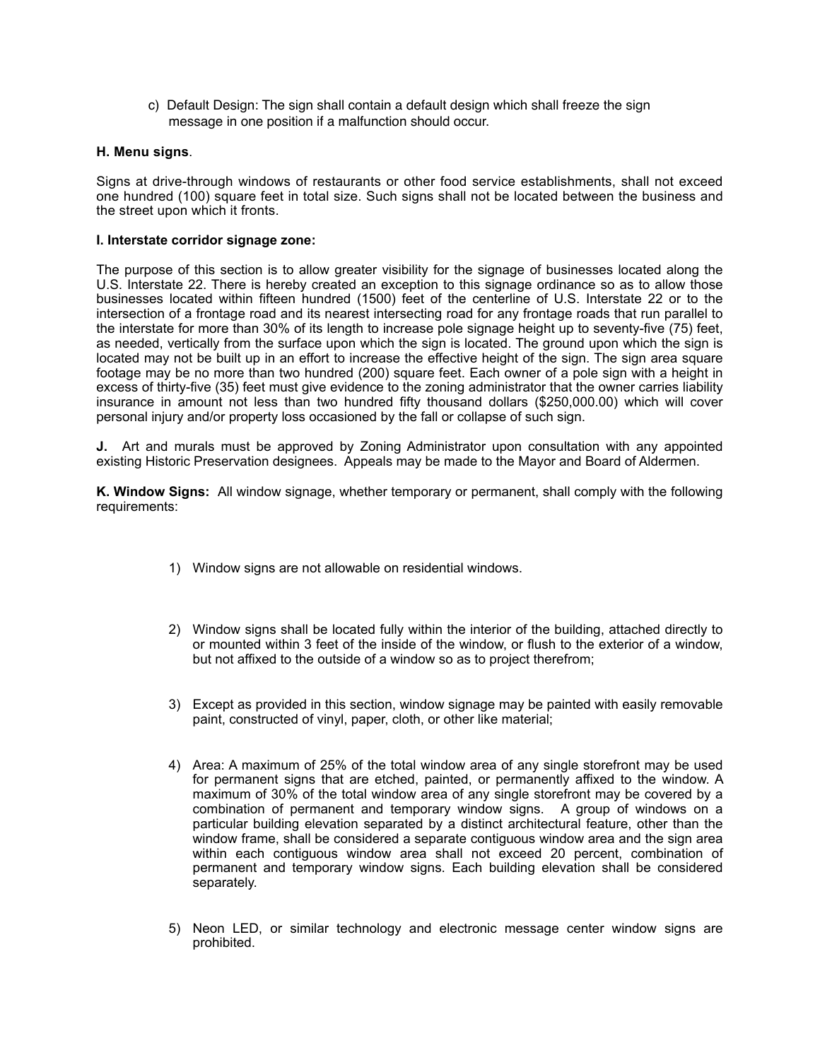c) Default Design: The sign shall contain a default design which shall freeze the sign message in one position if a malfunction should occur.

**H. Menu signs**.

Signs at drive-through windows of restaurants or other food service establishments, shall not exceed one hundred (100) square feet in total size. Such signs shall not be located between the business and the street upon which it fronts.

**I. Interstate corridor signage zone:**

The purpose of this section is to allow greater visibility for the signage of businesses located along the U.S. Interstate 22. There is hereby created an exception to this signage ordinance so as to allow those businesses located within fifteen hundred (1500) feet of the centerline of U.S. Interstate 22 or to the intersection of a frontage road and its nearest intersecting road for any frontage roads that run parallel to the interstate for more than 30% of its length to increase pole signage height up to seventy-five (75) feet, as needed, vertically from the surface upon which the sign is located. The ground upon which the sign is located may not be built up in an effort to increase the effective height of the sign. The sign area square footage may be no more than two hundred (200) square feet. Each owner of a pole sign with a height in excess of thirty-five (35) feet must give evidence to the zoning administrator that the owner carries liability insurance in amount not less than two hundred fifty thousand dollars ($250,000.00) which will cover personal injury and/or property loss occasioned by the fall or collapse of such sign.

**J.** Art and murals must be approved by Zoning Administrator upon consultation with any appointed existing Historic Preservation designees. Appeals may be made to the Mayor and Board of Aldermen.

**K. Window Signs:** All window signage, whether temporary or permanent, shall comply with the following requirements:

1) Window signs are not allowable on residential windows.

2) Window signs shall be located fully within the interior of the building, attached directly to or mounted within 3 feet of the inside of the window, or flush to the exterior of a window, but not affixed to the outside of a window so as to project therefrom;

3) Except as provided in this section, window signage may be painted with easily removable paint, constructed of vinyl, paper, cloth, or other like material;

4) Area: A maximum of 25% of the total window area of any single storefront may be used for permanent signs that are etched, painted, or permanently affixed to the window. A maximum of 30% of the total window area of any single storefront may be covered by a combination of permanent and temporary window signs. A group of windows on a particular building elevation separated by a distinct architectural feature, other than the window frame, shall be considered a separate contiguous window area and the sign area within each contiguous window area shall not exceed 20 percent, combination of permanent and temporary window signs. Each building elevation shall be considered separately.

5) Neon LED, or similar technology and electronic message center window signs are prohibited.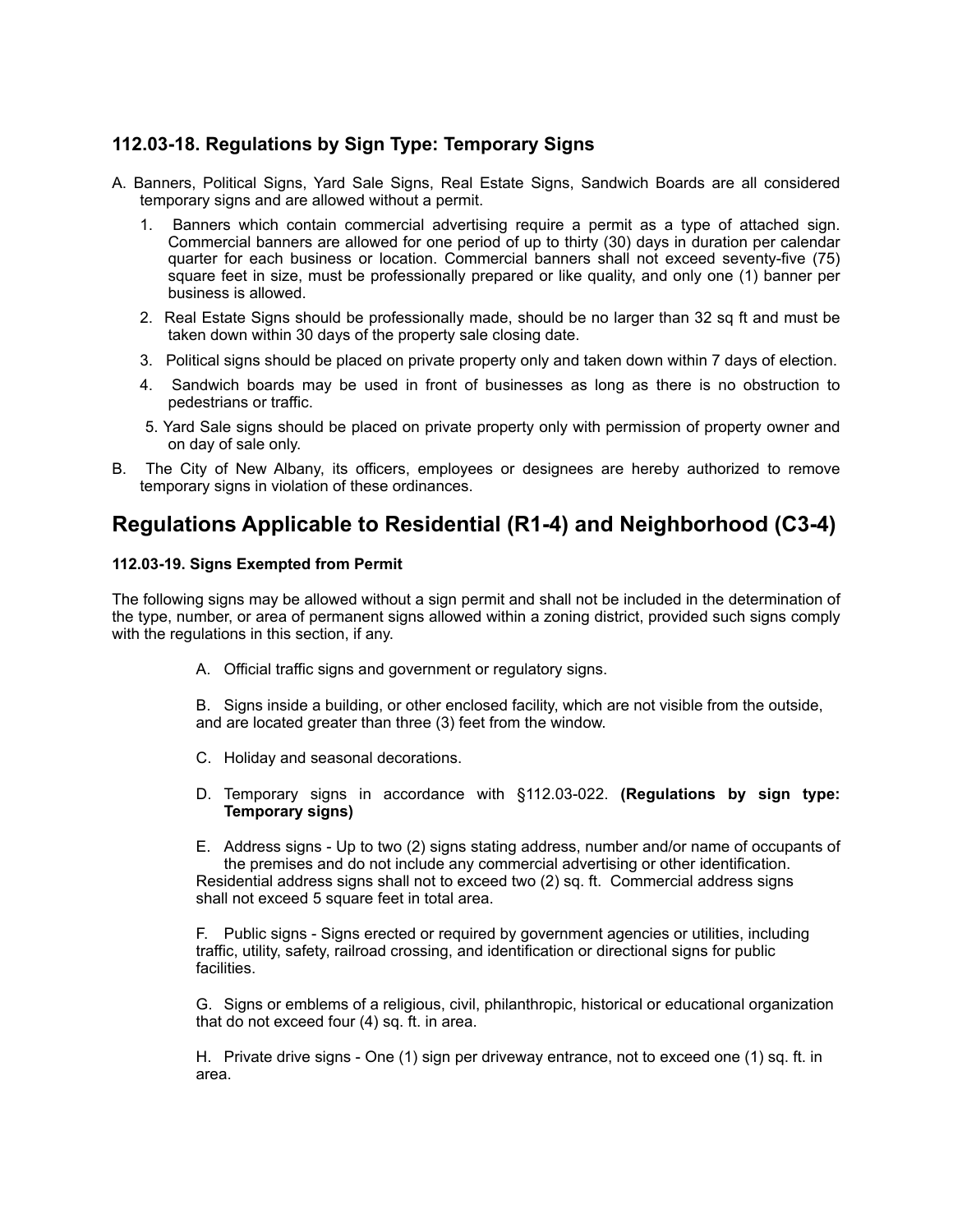### 112.03-18. Regulations by Sign Type: Temporary Signs

A. Banners, Political Signs, Yard Sale Signs, Real Estate Signs, Sandwich Boards are all considered temporary signs and are allowed without a permit.

1. Banners which contain commercial advertising require a permit as a type of attached sign. Commercial banners are allowed for one period of up to thirty (30) days in duration per calendar quarter for each business or location. Commercial banners shall not exceed seventy-five (75) square feet in size, must be professionally prepared or like quality, and only one (1) banner per business is allowed.
2. Real Estate Signs should be professionally made, should be no larger than 32 sq ft and must be taken down within 30 days of the property sale closing date.
3. Political signs should be placed on private property only and taken down within 7 days of election.
4. Sandwich boards may be used in front of businesses as long as there is no obstruction to pedestrians or traffic.
5. Yard Sale signs should be placed on private property only with permission of property owner and on day of sale only.

B. The City of New Albany, its officers, employees or designees are hereby authorized to remove temporary signs in violation of these ordinances.

## Regulations Applicable to Residential (R1-4) and Neighborhood (C3-4)

#### 112.03-19. Signs Exempted from Permit

The following signs may be allowed without a sign permit and shall not be included in the determination of the type, number, or area of permanent signs allowed within a zoning district, provided such signs comply with the regulations in this section, if any.

A. Official traffic signs and government or regulatory signs.

B. Signs inside a building, or other enclosed facility, which are not visible from the outside, and are located greater than three (3) feet from the window.

C. Holiday and seasonal decorations.

D. Temporary signs in accordance with §112.03-022. **(Regulations by sign type: Temporary signs)**

E. Address signs - Up to two (2) signs stating address, number and/or name of occupants of the premises and do not include any commercial advertising or other identification. Residential address signs shall not to exceed two (2) sq. ft. Commercial address signs shall not exceed 5 square feet in total area.

F. Public signs - Signs erected or required by government agencies or utilities, including traffic, utility, safety, railroad crossing, and identification or directional signs for public facilities.

G. Signs or emblems of a religious, civil, philanthropic, historical or educational organization that do not exceed four (4) sq. ft. in area.

H. Private drive signs - One (1) sign per driveway entrance, not to exceed one (1) sq. ft. in area.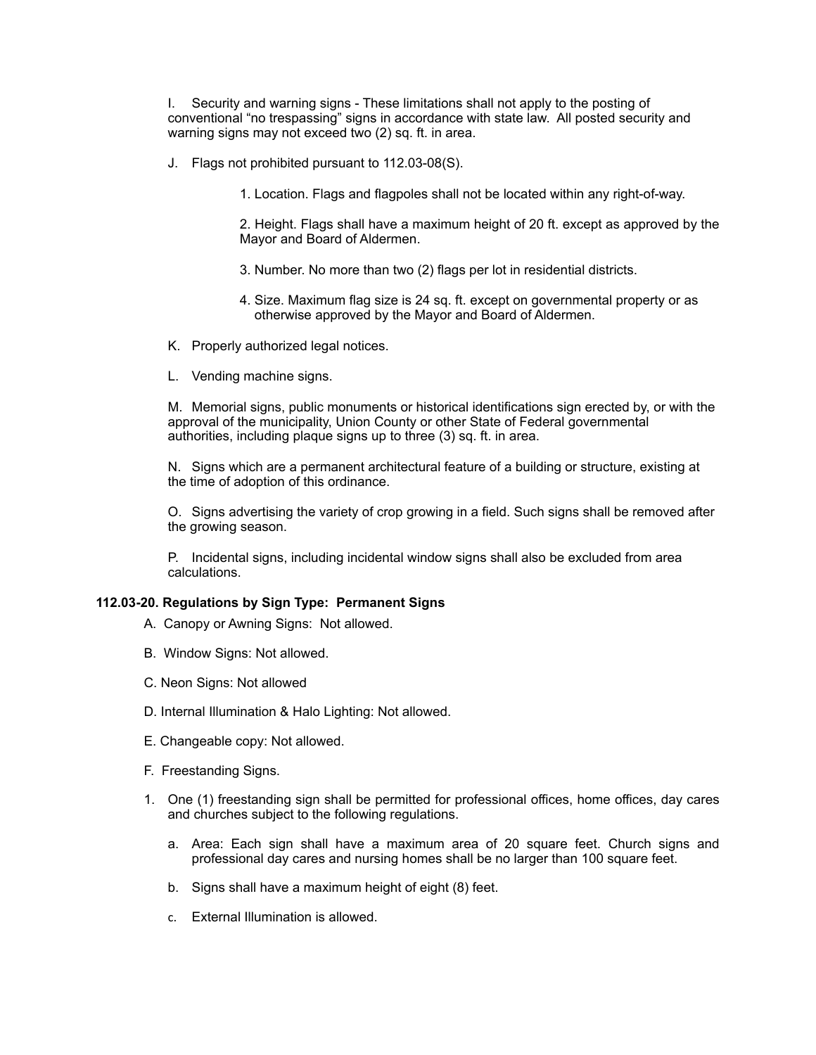I. Security and warning signs - These limitations shall not apply to the posting of conventional "no trespassing" signs in accordance with state law. All posted security and warning signs may not exceed two (2) sq. ft. in area.

J. Flags not prohibited pursuant to 112.03-08(S).

1. Location. Flags and flagpoles shall not be located within any right-of-way.

2. Height. Flags shall have a maximum height of 20 ft. except as approved by the Mayor and Board of Aldermen.

3. Number. No more than two (2) flags per lot in residential districts.

4. Size. Maximum flag size is 24 sq. ft. except on governmental property or as otherwise approved by the Mayor and Board of Aldermen.

K. Properly authorized legal notices.

L. Vending machine signs.

M. Memorial signs, public monuments or historical identifications sign erected by, or with the approval of the municipality, Union County or other State of Federal governmental authorities, including plaque signs up to three (3) sq. ft. in area.

N. Signs which are a permanent architectural feature of a building or structure, existing at the time of adoption of this ordinance.

O. Signs advertising the variety of crop growing in a field. Such signs shall be removed after the growing season.

P. Incidental signs, including incidental window signs shall also be excluded from area calculations.

**112.03-20. Regulations by Sign Type: Permanent Signs**

A. Canopy or Awning Signs: Not allowed.

B. Window Signs: Not allowed.

C. Neon Signs: Not allowed

D. Internal Illumination & Halo Lighting: Not allowed.

E. Changeable copy: Not allowed.

F. Freestanding Signs.

1. One (1) freestanding sign shall be permitted for professional offices, home offices, day cares and churches subject to the following regulations.

   a. Area: Each sign shall have a maximum area of 20 square feet. Church signs and professional day cares and nursing homes shall be no larger than 100 square feet.

   b. Signs shall have a maximum height of eight (8) feet.

   c. External Illumination is allowed.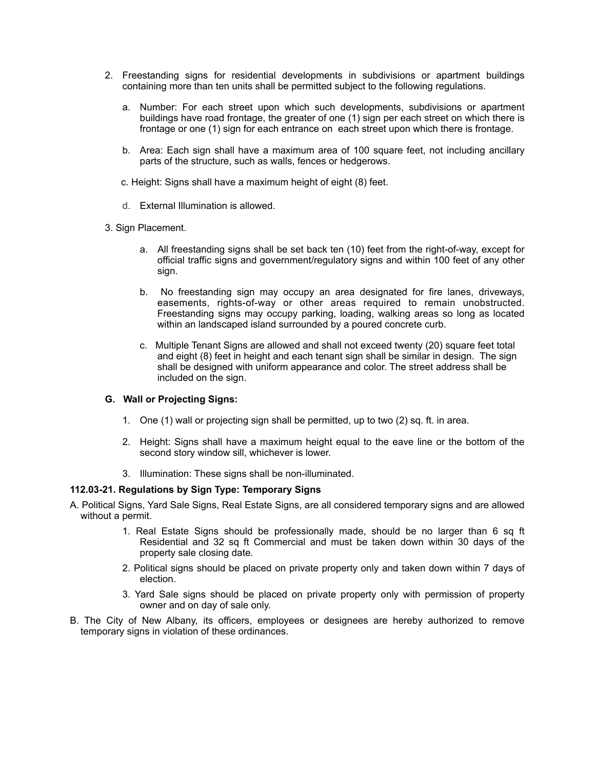2. Freestanding signs for residential developments in subdivisions or apartment buildings containing more than ten units shall be permitted subject to the following regulations.

   a. Number: For each street upon which such developments, subdivisions or apartment buildings have road frontage, the greater of one (1) sign per each street on which there is frontage or one (1) sign for each entrance on each street upon which there is frontage.

   b. Area: Each sign shall have a maximum area of 100 square feet, not including ancillary parts of the structure, such as walls, fences or hedgerows.

   c. Height: Signs shall have a maximum height of eight (8) feet.

   d. External Illumination is allowed.

3. Sign Placement.

   a. All freestanding signs shall be set back ten (10) feet from the right-of-way, except for official traffic signs and government/regulatory signs and within 100 feet of any other sign.

   b. No freestanding sign may occupy an area designated for fire lanes, driveways, easements, rights-of-way or other areas required to remain unobstructed. Freestanding signs may occupy parking, loading, walking areas so long as located within an landscaped island surrounded by a poured concrete curb.

   c. Multiple Tenant Signs are allowed and shall not exceed twenty (20) square feet total and eight (8) feet in height and each tenant sign shall be similar in design. The sign shall be designed with uniform appearance and color. The street address shall be included on the sign.

**G. Wall or Projecting Signs:**

1. One (1) wall or projecting sign shall be permitted, up to two (2) sq. ft. in area.

2. Height: Signs shall have a maximum height equal to the eave line or the bottom of the second story window sill, whichever is lower.

3. Illumination: These signs shall be non-illuminated.

**112.03-21. Regulations by Sign Type: Temporary Signs**

A. Political Signs, Yard Sale Signs, Real Estate Signs, are all considered temporary signs and are allowed without a permit.

   1. Real Estate Signs should be professionally made, should be no larger than 6 sq ft Residential and 32 sq ft Commercial and must be taken down within 30 days of the property sale closing date.

   2. Political signs should be placed on private property only and taken down within 7 days of election.

   3. Yard Sale signs should be placed on private property only with permission of property owner and on day of sale only.

B. The City of New Albany, its officers, employees or designees are hereby authorized to remove temporary signs in violation of these ordinances.